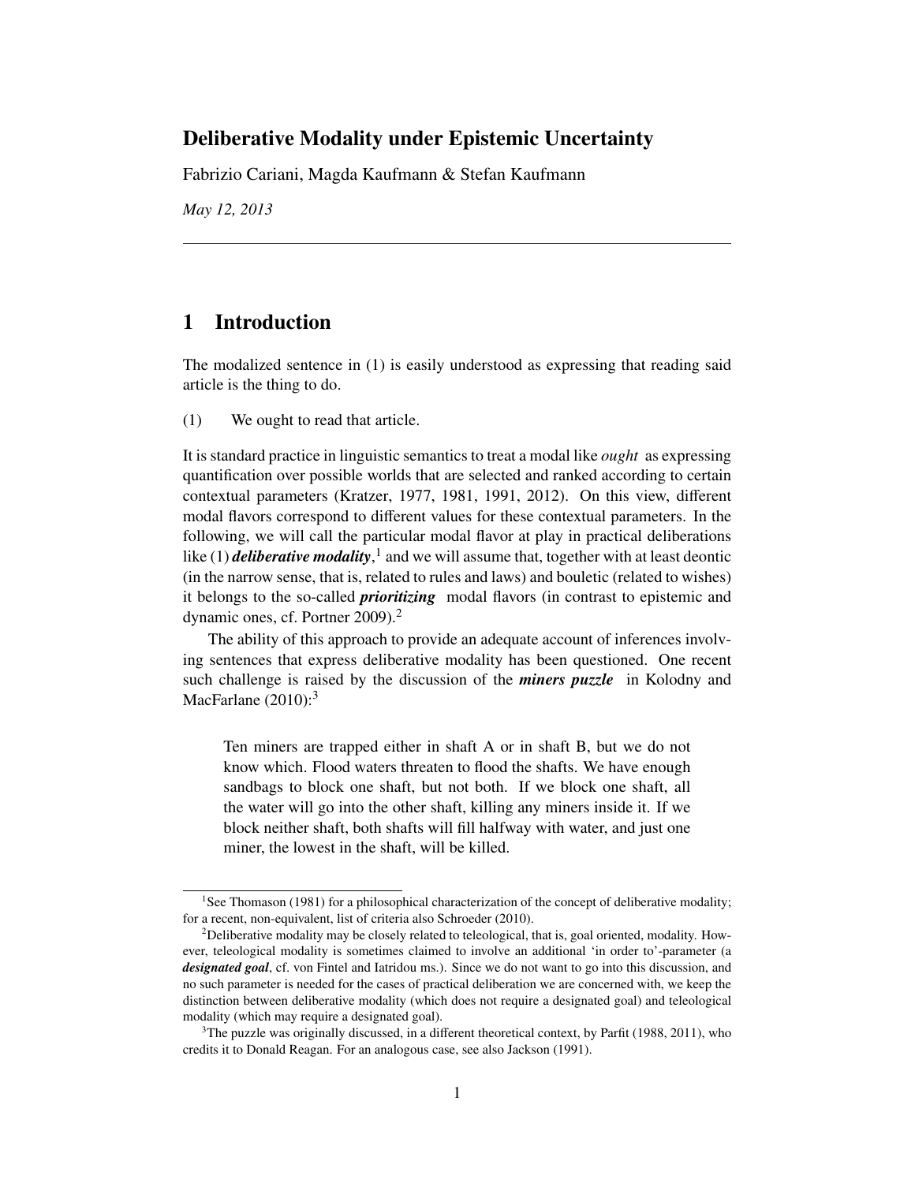# Deliberative Modality under Epistemic Uncertainty

Fabrizio Cariani, Magda Kaufmann & Stefan Kaufmann

*May 12, 2013*

---

## 1 Introduction

The modalized sentence in (1) is easily understood as expressing that reading said article is the thing to do.

(1) We ought to read that article.

It is standard practice in linguistic semantics to treat a modal like *ought* as expressing quantification over possible worlds that are selected and ranked according to certain contextual parameters (Kratzer, 1977, 1981, 1991, 2012). On this view, different modal flavors correspond to different values for these contextual parameters. In the following, we will call the particular modal flavor at play in practical deliberations like (1) ***deliberative modality***,[1] and we will assume that, together with at least deontic (in the narrow sense, that is, related to rules and laws) and bouletic (related to wishes) it belongs to the so-called ***prioritizing*** modal flavors (in contrast to epistemic and dynamic ones, cf. Portner 2009).[2]

The ability of this approach to provide an adequate account of inferences involving sentences that express deliberative modality has been questioned. One recent such challenge is raised by the discussion of the ***miners puzzle*** in Kolodny and MacFarlane (2010):[3]

> Ten miners are trapped either in shaft A or in shaft B, but we do not know which. Flood waters threaten to flood the shafts. We have enough sandbags to block one shaft, but not both. If we block one shaft, all the water will go into the other shaft, killing any miners inside it. If we block neither shaft, both shafts will fill halfway with water, and just one miner, the lowest in the shaft, will be killed.

---

[1] See Thomason (1981) for a philosophical characterization of the concept of deliberative modality; for a recent, non-equivalent, list of criteria also Schroeder (2010).

[2] Deliberative modality may be closely related to teleological, that is, goal oriented, modality. However, teleological modality is sometimes claimed to involve an additional 'in order to'-parameter (a ***designated goal***, cf. von Fintel and Iatridou ms.). Since we do not want to go into this discussion, and no such parameter is needed for the cases of practical deliberation we are concerned with, we keep the distinction between deliberative modality (which does not require a designated goal) and teleological modality (which may require a designated goal).

[3] The puzzle was originally discussed, in a different theoretical context, by Parfit (1988, 2011), who credits it to Donald Reagan. For an analogous case, see also Jackson (1991).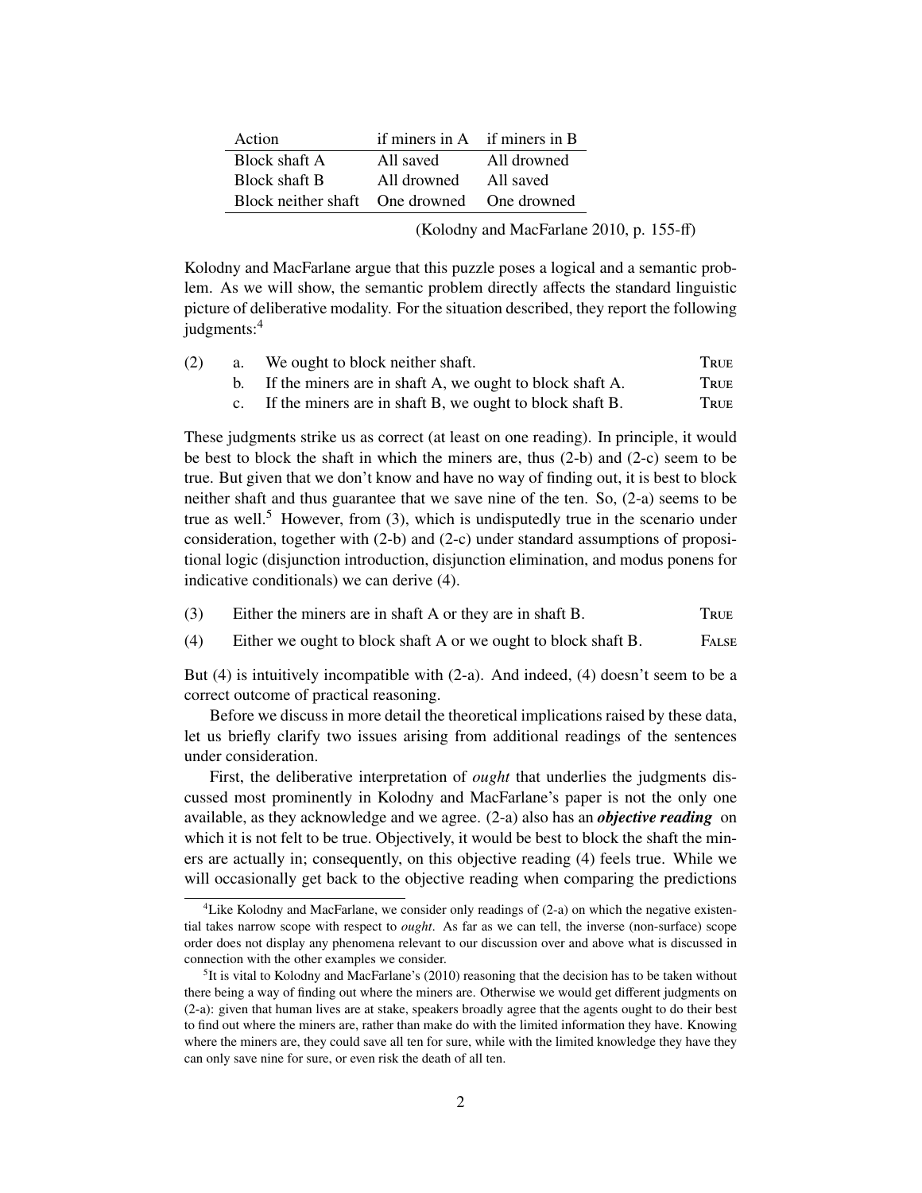| Action | if miners in A | if miners in B |
|---|---|---|
| Block shaft A | All saved | All drowned |
| Block shaft B | All drowned | All saved |
| Block neither shaft | One drowned | One drowned |

(Kolodny and MacFarlane 2010, p. 155-ff)

Kolodny and MacFarlane argue that this puzzle poses a logical and a semantic problem. As we will show, the semantic problem directly affects the standard linguistic picture of deliberative modality. For the situation described, they report the following judgments:[4]

(2) a. We ought to block neither shaft. TRUE
  b. If the miners are in shaft A, we ought to block shaft A. TRUE
  c. If the miners are in shaft B, we ought to block shaft B. TRUE

These judgments strike us as correct (at least on one reading). In principle, it would be best to block the shaft in which the miners are, thus (2-b) and (2-c) seem to be true. But given that we don't know and have no way of finding out, it is best to block neither shaft and thus guarantee that we save nine of the ten. So, (2-a) seems to be true as well.[5] However, from (3), which is undisputedly true in the scenario under consideration, together with (2-b) and (2-c) under standard assumptions of propositional logic (disjunction introduction, disjunction elimination, and modus ponens for indicative conditionals) we can derive (4).

(3) Either the miners are in shaft A or they are in shaft B. TRUE

(4) Either we ought to block shaft A or we ought to block shaft B. FALSE

But (4) is intuitively incompatible with (2-a). And indeed, (4) doesn't seem to be a correct outcome of practical reasoning.

Before we discuss in more detail the theoretical implications raised by these data, let us briefly clarify two issues arising from additional readings of the sentences under consideration.

First, the deliberative interpretation of *ought* that underlies the judgments discussed most prominently in Kolodny and MacFarlane's paper is not the only one available, as they acknowledge and we agree. (2-a) also has an ***objective reading*** on which it is not felt to be true. Objectively, it would be best to block the shaft the miners are actually in; consequently, on this objective reading (4) feels true. While we will occasionally get back to the objective reading when comparing the predictions

[4] Like Kolodny and MacFarlane, we consider only readings of (2-a) on which the negative existential takes narrow scope with respect to *ought*. As far as we can tell, the inverse (non-surface) scope order does not display any phenomena relevant to our discussion over and above what is discussed in connection with the other examples we consider.

[5] It is vital to Kolodny and MacFarlane's (2010) reasoning that the decision has to be taken without there being a way of finding out where the miners are. Otherwise we would get different judgments on (2-a): given that human lives are at stake, speakers broadly agree that the agents ought to do their best to find out where the miners are, rather than make do with the limited information they have. Knowing where the miners are, they could save all ten for sure, while with the limited knowledge they have they can only save nine for sure, or even risk the death of all ten.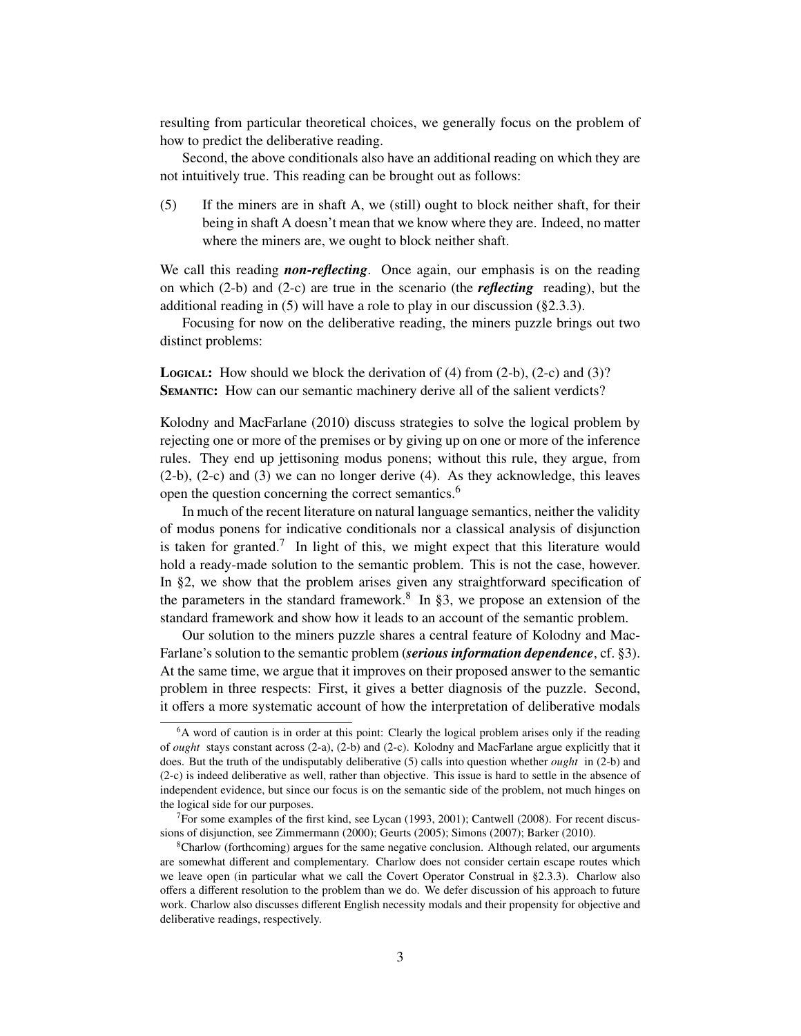resulting from particular theoretical choices, we generally focus on the problem of how to predict the deliberative reading.

Second, the above conditionals also have an additional reading on which they are not intuitively true. This reading can be brought out as follows:

(5) If the miners are in shaft A, we (still) ought to block neither shaft, for their being in shaft A doesn't mean that we know where they are. Indeed, no matter where the miners are, we ought to block neither shaft.

We call this reading ***non-reflecting***. Once again, our emphasis is on the reading on which (2-b) and (2-c) are true in the scenario (the ***reflecting*** reading), but the additional reading in (5) will have a role to play in our discussion (§2.3.3).

Focusing for now on the deliberative reading, the miners puzzle brings out two distinct problems:

**Logical:** How should we block the derivation of (4) from (2-b), (2-c) and (3)?
**Semantic:** How can our semantic machinery derive all of the salient verdicts?

Kolodny and MacFarlane (2010) discuss strategies to solve the logical problem by rejecting one or more of the premises or by giving up on one or more of the inference rules. They end up jettisoning modus ponens; without this rule, they argue, from (2-b), (2-c) and (3) we can no longer derive (4). As they acknowledge, this leaves open the question concerning the correct semantics.[6]

In much of the recent literature on natural language semantics, neither the validity of modus ponens for indicative conditionals nor a classical analysis of disjunction is taken for granted.[7] In light of this, we might expect that this literature would hold a ready-made solution to the semantic problem. This is not the case, however. In §2, we show that the problem arises given any straightforward specification of the parameters in the standard framework.[8] In §3, we propose an extension of the standard framework and show how it leads to an account of the semantic problem.

Our solution to the miners puzzle shares a central feature of Kolodny and MacFarlane's solution to the semantic problem (***serious information dependence***, cf. §3). At the same time, we argue that it improves on their proposed answer to the semantic problem in three respects: First, it gives a better diagnosis of the puzzle. Second, it offers a more systematic account of how the interpretation of deliberative modals

---

[6] A word of caution is in order at this point: Clearly the logical problem arises only if the reading of *ought* stays constant across (2-a), (2-b) and (2-c). Kolodny and MacFarlane argue explicitly that it does. But the truth of the undisputably deliberative (5) calls into question whether *ought* in (2-b) and (2-c) is indeed deliberative as well, rather than objective. This issue is hard to settle in the absence of independent evidence, but since our focus is on the semantic side of the problem, not much hinges on the logical side for our purposes.

[7] For some examples of the first kind, see Lycan (1993, 2001); Cantwell (2008). For recent discussions of disjunction, see Zimmermann (2000); Geurts (2005); Simons (2007); Barker (2010).

[8] Charlow (forthcoming) argues for the same negative conclusion. Although related, our arguments are somewhat different and complementary. Charlow does not consider certain escape routes which we leave open (in particular what we call the Covert Operator Construal in §2.3.3). Charlow also offers a different resolution to the problem than we do. We defer discussion of his approach to future work. Charlow also discusses different English necessity modals and their propensity for objective and deliberative readings, respectively.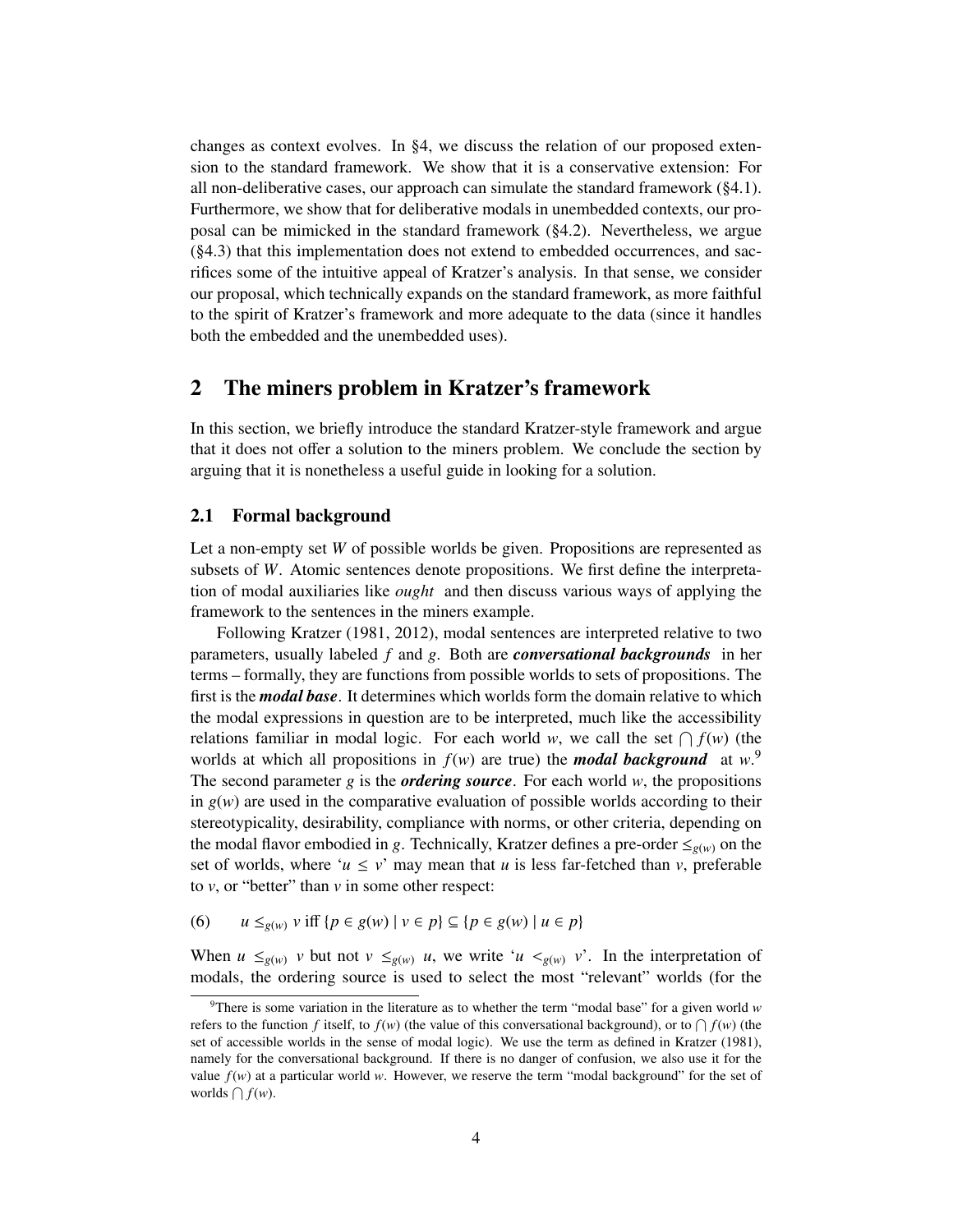changes as context evolves. In §4, we discuss the relation of our proposed extension to the standard framework. We show that it is a conservative extension: For all non-deliberative cases, our approach can simulate the standard framework (§4.1). Furthermore, we show that for deliberative modals in unembedded contexts, our proposal can be mimicked in the standard framework (§4.2). Nevertheless, we argue (§4.3) that this implementation does not extend to embedded occurrences, and sacrifices some of the intuitive appeal of Kratzer's analysis. In that sense, we consider our proposal, which technically expands on the standard framework, as more faithful to the spirit of Kratzer's framework and more adequate to the data (since it handles both the embedded and the unembedded uses).

## 2 The miners problem in Kratzer's framework

In this section, we briefly introduce the standard Kratzer-style framework and argue that it does not offer a solution to the miners problem. We conclude the section by arguing that it is nonetheless a useful guide in looking for a solution.

### 2.1 Formal background

Let a non-empty set $W$ of possible worlds be given. Propositions are represented as subsets of $W$. Atomic sentences denote propositions. We first define the interpretation of modal auxiliaries like *ought* and then discuss various ways of applying the framework to the sentences in the miners example.

Following Kratzer (1981, 2012), modal sentences are interpreted relative to two parameters, usually labeled $f$ and $g$. Both are ***conversational backgrounds*** in her terms – formally, they are functions from possible worlds to sets of propositions. The first is the ***modal base***. It determines which worlds form the domain relative to which the modal expressions in question are to be interpreted, much like the accessibility relations familiar in modal logic. For each world $w$, we call the set $\bigcap f(w)$ (the worlds at which all propositions in $f(w)$ are true) the ***modal background*** at $w$.[9] The second parameter $g$ is the ***ordering source***. For each world $w$, the propositions in $g(w)$ are used in the comparative evaluation of possible worlds according to their stereotypicality, desirability, compliance with norms, or other criteria, depending on the modal flavor embodied in $g$. Technically, Kratzer defines a pre-order $\leq_{g(w)}$ on the set of worlds, where '$u \leq v$' may mean that $u$ is less far-fetched than $v$, preferable to $v$, or "better" than $v$ in some other respect:

(6) $u \leq_{g(w)} v$ iff $\{p \in g(w) \mid v \in p\} \subseteq \{p \in g(w) \mid u \in p\}$

When $u \leq_{g(w)} v$ but not $v \leq_{g(w)} u$, we write '$u <_{g(w)} v$'. In the interpretation of modals, the ordering source is used to select the most "relevant" worlds (for the

[9] There is some variation in the literature as to whether the term "modal base" for a given world $w$ refers to the function $f$ itself, to $f(w)$ (the value of this conversational background), or to $\bigcap f(w)$ (the set of accessible worlds in the sense of modal logic). We use the term as defined in Kratzer (1981), namely for the conversational background. If there is no danger of confusion, we also use it for the value $f(w)$ at a particular world $w$. However, we reserve the term "modal background" for the set of worlds $\bigcap f(w)$.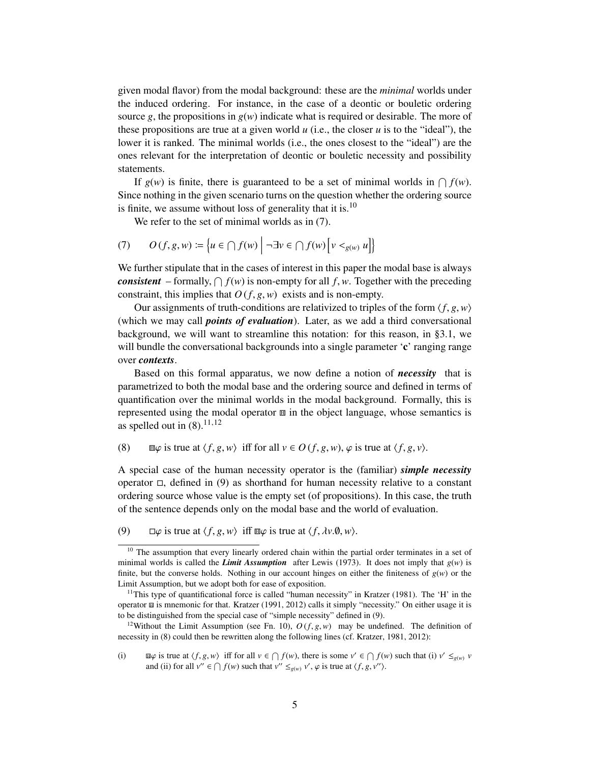given modal flavor) from the modal background: these are the *minimal* worlds under the induced ordering. For instance, in the case of a deontic or bouletic ordering source $g$, the propositions in $g(w)$ indicate what is required or desirable. The more of these propositions are true at a given world $u$ (i.e., the closer $u$ is to the "ideal"), the lower it is ranked. The minimal worlds (i.e., the ones closest to the "ideal") are the ones relevant for the interpretation of deontic or bouletic necessity and possibility statements.

If $g(w)$ is finite, there is guaranteed to be a set of minimal worlds in $\bigcap f(w)$. Since nothing in the given scenario turns on the question whether the ordering source is finite, we assume without loss of generality that it is.[10]

We refer to the set of minimal worlds as in (7).

(7) $$O(f, g, w) \coloneqq \left\{ u \in \bigcap f(w) \;\middle|\; \neg \exists v \in \bigcap f(w) \left[ v <_{g(w)} u \right] \right\}$$

We further stipulate that in the cases of interest in this paper the modal base is always ***consistent*** – formally, $\bigcap f(w)$ is non-empty for all $f, w$. Together with the preceding constraint, this implies that $O(f, g, w)$ exists and is non-empty.

Our assignments of truth-conditions are relativized to triples of the form $\langle f, g, w \rangle$ (which we may call ***points of evaluation***). Later, as we add a third conversational background, we will want to streamline this notation: for this reason, in §3.1, we will bundle the conversational backgrounds into a single parameter '**c**' ranging range over ***contexts***.

Based on this formal apparatus, we now define a notion of ***necessity*** that is parametrized to both the modal base and the ordering source and defined in terms of quantification over the minimal worlds in the modal background. Formally, this is represented using the modal operator $\boxed{\text{H}}$ in the object language, whose semantics is as spelled out in (8).[11,12]

(8) $\boxed{\text{H}}\varphi$ is true at $\langle f, g, w \rangle$ iff for all $v \in O(f, g, w)$, $\varphi$ is true at $\langle f, g, v \rangle$.

A special case of the human necessity operator is the (familiar) ***simple necessity*** operator $\Box$, defined in (9) as shorthand for human necessity relative to a constant ordering source whose value is the empty set (of propositions). In this case, the truth of the sentence depends only on the modal base and the world of evaluation.

(9) $\Box\varphi$ is true at $\langle f, g, w \rangle$ iff $\boxed{\text{H}}\varphi$ is true at $\langle f, \lambda v.\emptyset, w \rangle$.

---

[10] The assumption that every linearly ordered chain within the partial order terminates in a set of minimal worlds is called the ***Limit Assumption*** after Lewis (1973). It does not imply that $g(w)$ is finite, but the converse holds. Nothing in our account hinges on either the finiteness of $g(w)$ or the Limit Assumption, but we adopt both for ease of exposition.

[11] This type of quantificational force is called "human necessity" in Kratzer (1981). The 'H' in the operator $\boxed{\text{H}}$ is mnemonic for that. Kratzer (1991, 2012) calls it simply "necessity." On either usage it is to be distinguished from the special case of "simple necessity" defined in (9).

[12] Without the Limit Assumption (see Fn. 10), $O(f, g, w)$ may be undefined. The definition of necessity in (8) could then be rewritten along the following lines (cf. Kratzer, 1981, 2012):

(i) $\boxed{\text{H}}\varphi$ is true at $\langle f, g, w \rangle$ iff for all $v \in \bigcap f(w)$, there is some $v' \in \bigcap f(w)$ such that (i) $v' \leq_{g(w)} v$ and (ii) for all $v'' \in \bigcap f(w)$ such that $v'' \leq_{g(w)} v'$, $\varphi$ is true at $\langle f, g, v'' \rangle$.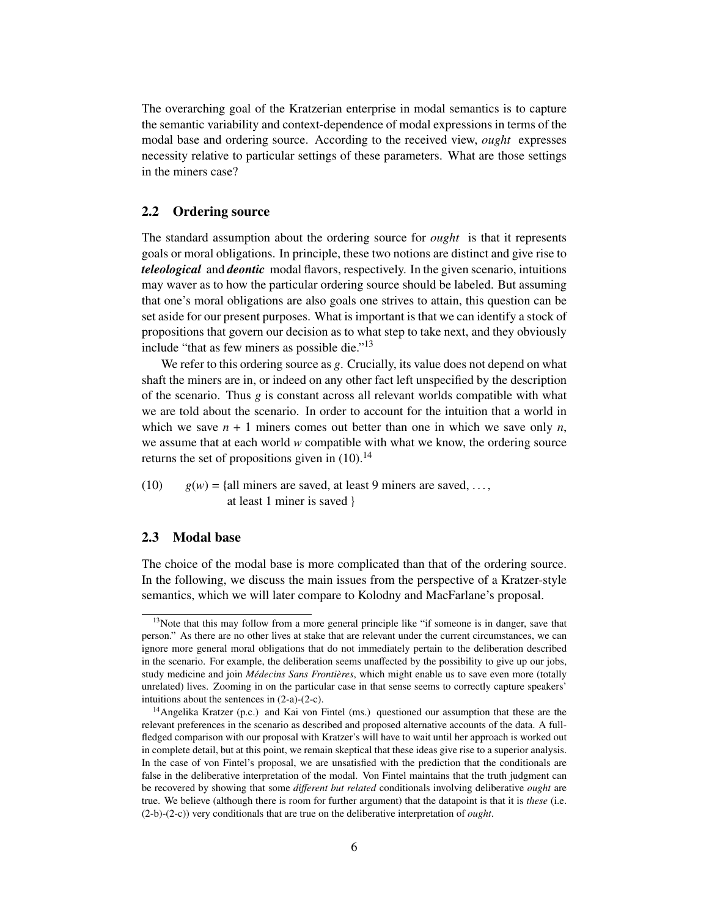The overarching goal of the Kratzerian enterprise in modal semantics is to capture the semantic variability and context-dependence of modal expressions in terms of the modal base and ordering source. According to the received view, *ought* expresses necessity relative to particular settings of these parameters. What are those settings in the miners case?

## 2.2 Ordering source

The standard assumption about the ordering source for *ought* is that it represents goals or moral obligations. In principle, these two notions are distinct and give rise to ***teleological*** and ***deontic*** modal flavors, respectively. In the given scenario, intuitions may waver as to how the particular ordering source should be labeled. But assuming that one's moral obligations are also goals one strives to attain, this question can be set aside for our present purposes. What is important is that we can identify a stock of propositions that govern our decision as to what step to take next, and they obviously include "that as few miners as possible die."[13]

We refer to this ordering source as $g$. Crucially, its value does not depend on what shaft the miners are in, or indeed on any other fact left unspecified by the description of the scenario. Thus $g$ is constant across all relevant worlds compatible with what we are told about the scenario. In order to account for the intuition that a world in which we save $n + 1$ miners comes out better than one in which we save only $n$, we assume that at each world $w$ compatible with what we know, the ordering source returns the set of propositions given in (10).[14]

(10) $g(w)$ = {all miners are saved, at least 9 miners are saved, . . . , at least 1 miner is saved }

## 2.3 Modal base

The choice of the modal base is more complicated than that of the ordering source. In the following, we discuss the main issues from the perspective of a Kratzer-style semantics, which we will later compare to Kolodny and MacFarlane's proposal.

[13] Note that this may follow from a more general principle like "if someone is in danger, save that person." As there are no other lives at stake that are relevant under the current circumstances, we can ignore more general moral obligations that do not immediately pertain to the deliberation described in the scenario. For example, the deliberation seems unaffected by the possibility to give up our jobs, study medicine and join *Médecins Sans Frontières*, which might enable us to save even more (totally unrelated) lives. Zooming in on the particular case in that sense seems to correctly capture speakers' intuitions about the sentences in (2-a)-(2-c).

[14] Angelika Kratzer (p.c.) and Kai von Fintel (ms.) questioned our assumption that these are the relevant preferences in the scenario as described and proposed alternative accounts of the data. A full-fledged comparison with our proposal with Kratzer's will have to wait until her approach is worked out in complete detail, but at this point, we remain skeptical that these ideas give rise to a superior analysis. In the case of von Fintel's proposal, we are unsatisfied with the prediction that the conditionals are false in the deliberative interpretation of the modal. Von Fintel maintains that the truth judgment can be recovered by showing that some *different but related* conditionals involving deliberative *ought* are true. We believe (although there is room for further argument) that the datapoint is that it is *these* (i.e. (2-b)-(2-c)) very conditionals that are true on the deliberative interpretation of *ought*.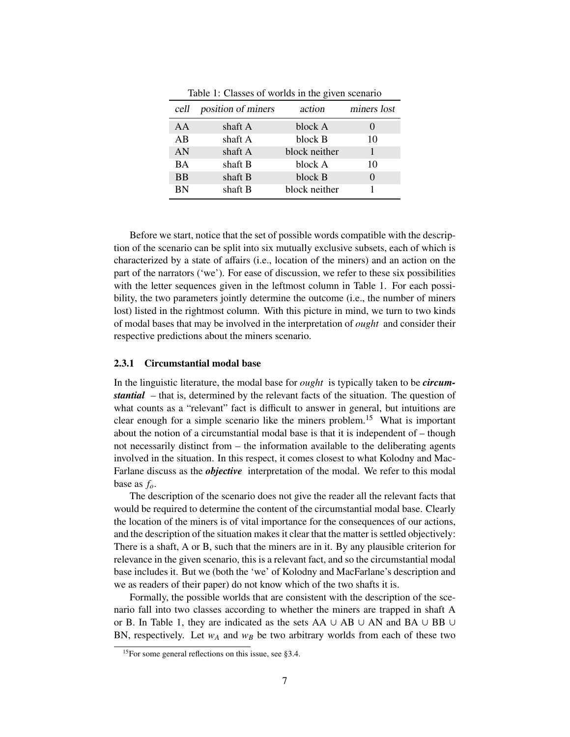Table 1: Classes of worlds in the given scenario

| *cell* | *position of miners* | *action* | *miners lost* |
|---|---|---|---|
| AA | shaft A | block A | 0 |
| AB | shaft A | block B | 10 |
| AN | shaft A | block neither | 1 |
| BA | shaft B | block A | 10 |
| BB | shaft B | block B | 0 |
| BN | shaft B | block neither | 1 |

Before we start, notice that the set of possible words compatible with the description of the scenario can be split into six mutually exclusive subsets, each of which is characterized by a state of affairs (i.e., location of the miners) and an action on the part of the narrators ('we'). For ease of discussion, we refer to these six possibilities with the letter sequences given in the leftmost column in Table 1. For each possibility, the two parameters jointly determine the outcome (i.e., the number of miners lost) listed in the rightmost column. With this picture in mind, we turn to two kinds of modal bases that may be involved in the interpretation of *ought* and consider their respective predictions about the miners scenario.

### 2.3.1 Circumstantial modal base

In the linguistic literature, the modal base for *ought* is typically taken to be ***circumstantial*** – that is, determined by the relevant facts of the situation. The question of what counts as a "relevant" fact is difficult to answer in general, but intuitions are clear enough for a simple scenario like the miners problem.[15] What is important about the notion of a circumstantial modal base is that it is independent of – though not necessarily distinct from – the information available to the deliberating agents involved in the situation. In this respect, it comes closest to what Kolodny and MacFarlane discuss as the ***objective*** interpretation of the modal. We refer to this modal base as $f_o$.

The description of the scenario does not give the reader all the relevant facts that would be required to determine the content of the circumstantial modal base. Clearly the location of the miners is of vital importance for the consequences of our actions, and the description of the situation makes it clear that the matter is settled objectively: There is a shaft, A or B, such that the miners are in it. By any plausible criterion for relevance in the given scenario, this is a relevant fact, and so the circumstantial modal base includes it. But we (both the 'we' of Kolodny and MacFarlane's description and we as readers of their paper) do not know which of the two shafts it is.

Formally, the possible worlds that are consistent with the description of the scenario fall into two classes according to whether the miners are trapped in shaft A or B. In Table 1, they are indicated as the sets AA ∪ AB ∪ AN and BA ∪ BB ∪ BN, respectively. Let $w_A$ and $w_B$ be two arbitrary worlds from each of these two

[15] For some general reflections on this issue, see §3.4.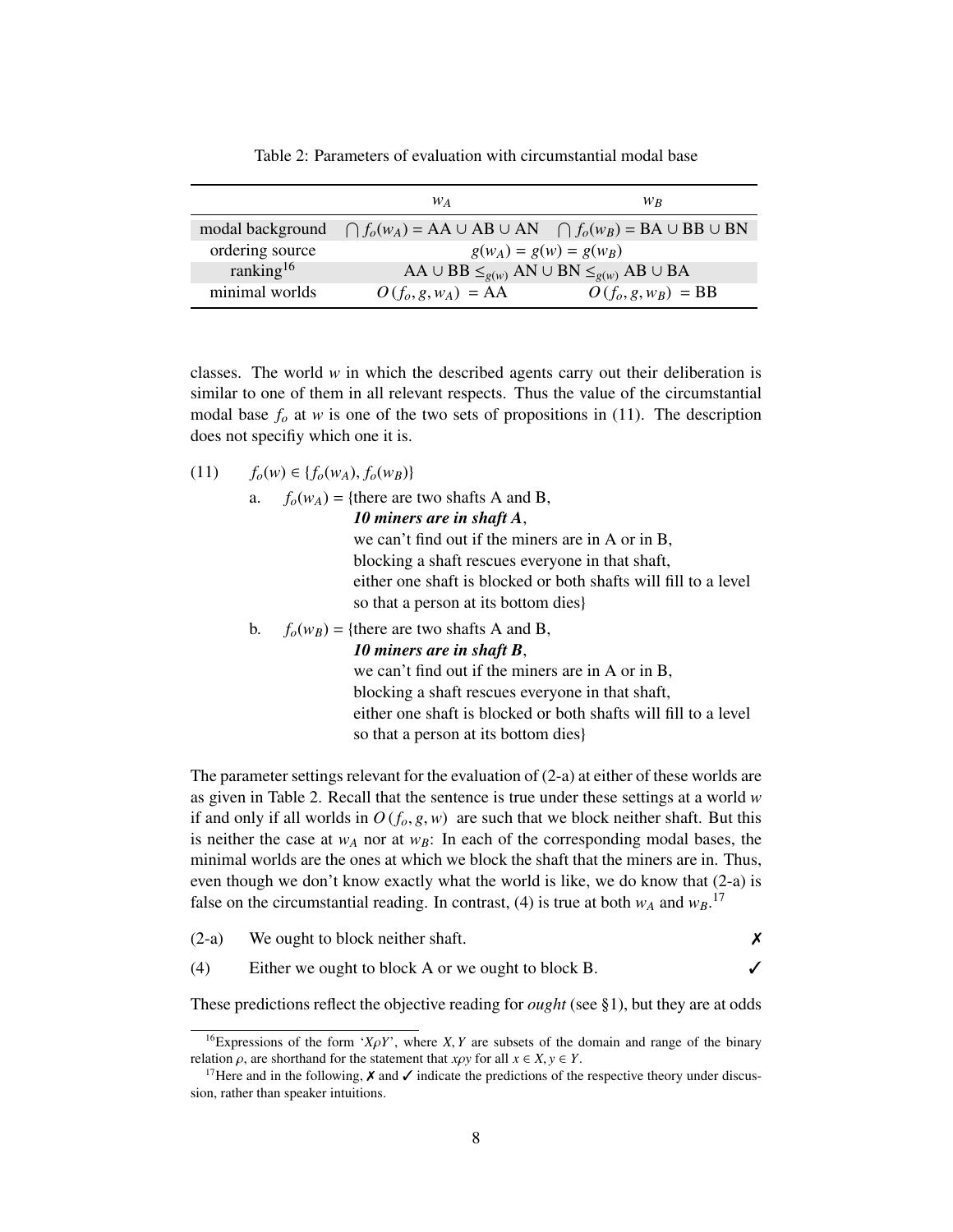Table 2: Parameters of evaluation with circumstantial modal base

| | $w_A$ | $w_B$ |
|---|---|---|
| modal background | $\bigcap f_o(w_A) = \text{AA} \cup \text{AB} \cup \text{AN}$ | $\bigcap f_o(w_B) = \text{BA} \cup \text{BB} \cup \text{BN}$ |
| ordering source | $g(w_A) = g(w) = g(w_B)$ | |
| ranking[16] | $\text{AA} \cup \text{BB} \leq_{g(w)} \text{AN} \cup \text{BN} \leq_{g(w)} \text{AB} \cup \text{BA}$ | |
| minimal worlds | $O(f_o, g, w_A) = \text{AA}$ | $O(f_o, g, w_B) = \text{BB}$ |

classes. The world $w$ in which the described agents carry out their deliberation is similar to one of them in all relevant respects. Thus the value of the circumstantial modal base $f_o$ at $w$ is one of the two sets of propositions in (11). The description does not specifiy which one it is.

(11) $f_o(w) \in \{f_o(w_A), f_o(w_B)\}$

a. $f_o(w_A) =$ {there are two shafts A and B,
***10 miners are in shaft A***,
we can't find out if the miners are in A or in B,
blocking a shaft rescues everyone in that shaft,
either one shaft is blocked or both shafts will fill to a level so that a person at its bottom dies}

b. $f_o(w_B) =$ {there are two shafts A and B,
***10 miners are in shaft B***,
we can't find out if the miners are in A or in B,
blocking a shaft rescues everyone in that shaft,
either one shaft is blocked or both shafts will fill to a level so that a person at its bottom dies}

The parameter settings relevant for the evaluation of (2-a) at either of these worlds are as given in Table 2. Recall that the sentence is true under these settings at a world $w$ if and only if all worlds in $O(f_o, g, w)$ are such that we block neither shaft. But this is neither the case at $w_A$ nor at $w_B$: In each of the corresponding modal bases, the minimal worlds are the ones at which we block the shaft that the miners are in. Thus, even though we don't know exactly what the world is like, we do know that (2-a) is false on the circumstantial reading. In contrast, (4) is true at both $w_A$ and $w_B$.[17]

(2-a) We ought to block neither shaft. ✗

(4) Either we ought to block A or we ought to block B. ✓

These predictions reflect the objective reading for *ought* (see §1), but they are at odds

[16] Expressions of the form '$X\rho Y$', where $X, Y$ are subsets of the domain and range of the binary relation $\rho$, are shorthand for the statement that $x\rho y$ for all $x \in X, y \in Y$.

[17] Here and in the following, ✗ and ✓ indicate the predictions of the respective theory under discussion, rather than speaker intuitions.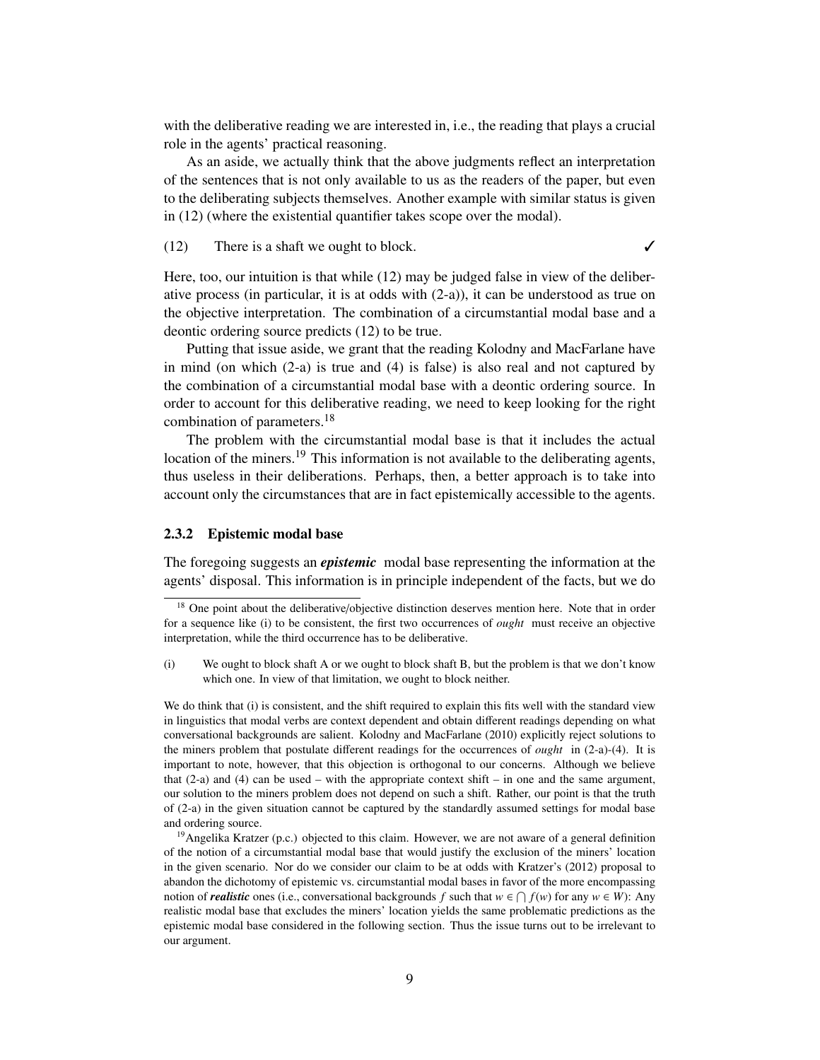with the deliberative reading we are interested in, i.e., the reading that plays a crucial role in the agents' practical reasoning.

As an aside, we actually think that the above judgments reflect an interpretation of the sentences that is not only available to us as the readers of the paper, but even to the deliberating subjects themselves. Another example with similar status is given in (12) (where the existential quantifier takes scope over the modal).

(12) There is a shaft we ought to block. ✓

Here, too, our intuition is that while (12) may be judged false in view of the deliberative process (in particular, it is at odds with (2-a)), it can be understood as true on the objective interpretation. The combination of a circumstantial modal base and a deontic ordering source predicts (12) to be true.

Putting that issue aside, we grant that the reading Kolodny and MacFarlane have in mind (on which (2-a) is true and (4) is false) is also real and not captured by the combination of a circumstantial modal base with a deontic ordering source. In order to account for this deliberative reading, we need to keep looking for the right combination of parameters.[18]

The problem with the circumstantial modal base is that it includes the actual location of the miners.[19] This information is not available to the deliberating agents, thus useless in their deliberations. Perhaps, then, a better approach is to take into account only the circumstances that are in fact epistemically accessible to the agents.

### 2.3.2 Epistemic modal base

The foregoing suggests an ***epistemic*** modal base representing the information at the agents' disposal. This information is in principle independent of the facts, but we do

---

[18] One point about the deliberative/objective distinction deserves mention here. Note that in order for a sequence like (i) to be consistent, the first two occurrences of *ought* must receive an objective interpretation, while the third occurrence has to be deliberative.

(i) We ought to block shaft A or we ought to block shaft B, but the problem is that we don't know which one. In view of that limitation, we ought to block neither.

We do think that (i) is consistent, and the shift required to explain this fits well with the standard view in linguistics that modal verbs are context dependent and obtain different readings depending on what conversational backgrounds are salient. Kolodny and MacFarlane (2010) explicitly reject solutions to the miners problem that postulate different readings for the occurrences of *ought* in (2-a)-(4). It is important to note, however, that this objection is orthogonal to our concerns. Although we believe that (2-a) and (4) can be used – with the appropriate context shift – in one and the same argument, our solution to the miners problem does not depend on such a shift. Rather, our point is that the truth of (2-a) in the given situation cannot be captured by the standardly assumed settings for modal base and ordering source.

[19] Angelika Kratzer (p.c.) objected to this claim. However, we are not aware of a general definition of the notion of a circumstantial modal base that would justify the exclusion of the miners' location in the given scenario. Nor do we consider our claim to be at odds with Kratzer's (2012) proposal to abandon the dichotomy of epistemic vs. circumstantial modal bases in favor of the more encompassing notion of ***realistic*** ones (i.e., conversational backgrounds $f$ such that $w \in \bigcap f(w)$ for any $w \in W$): Any realistic modal base that excludes the miners' location yields the same problematic predictions as the epistemic modal base considered in the following section. Thus the issue turns out to be irrelevant to our argument.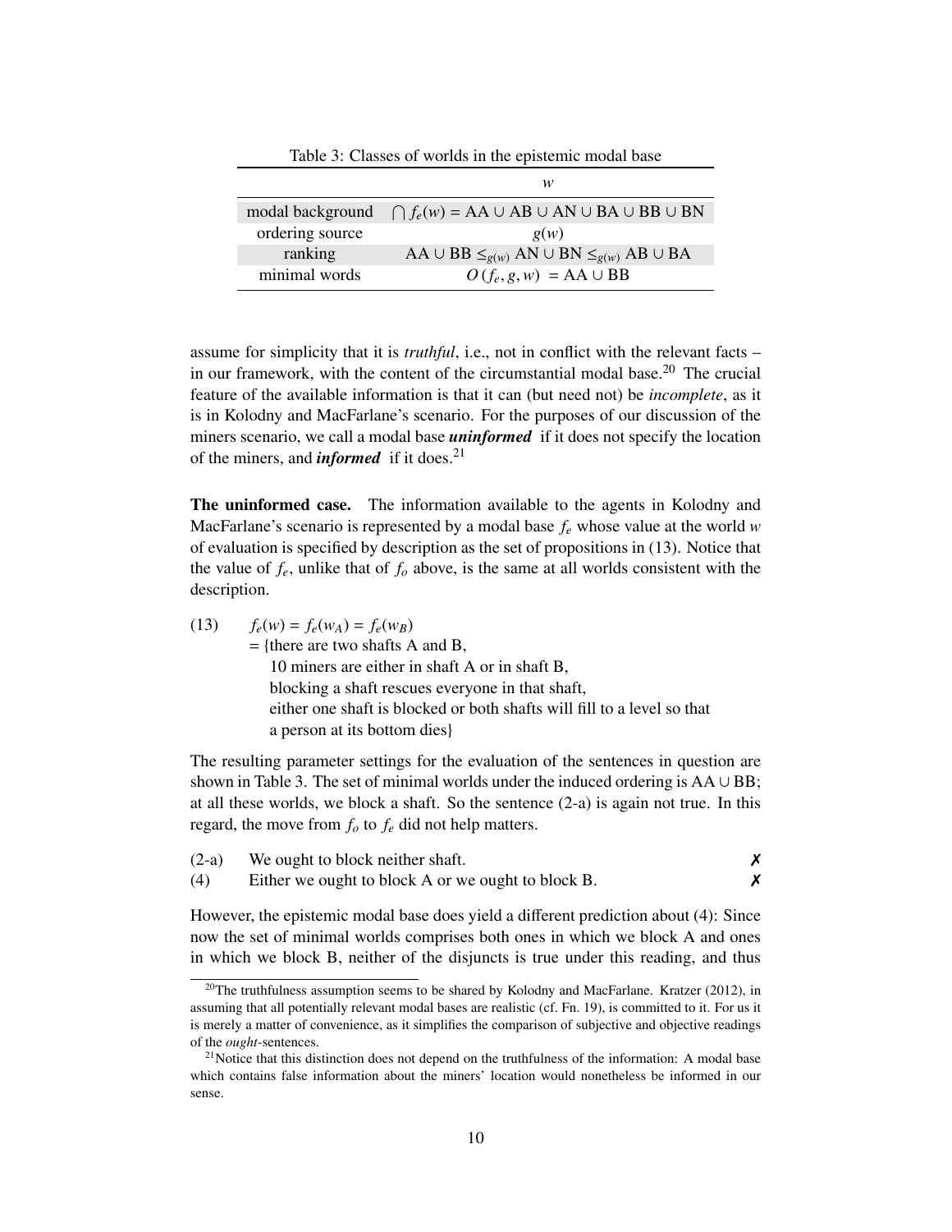Table 3: Classes of worlds in the epistemic modal base

| | $w$ |
|---|---|
| modal background | $\bigcap f_e(w) = \text{AA} \cup \text{AB} \cup \text{AN} \cup \text{BA} \cup \text{BB} \cup \text{BN}$ |
| ordering source | $g(w)$ |
| ranking | $\text{AA} \cup \text{BB} \leq_{g(w)} \text{AN} \cup \text{BN} \leq_{g(w)} \text{AB} \cup \text{BA}$ |
| minimal words | $O(f_e, g, w) = \text{AA} \cup \text{BB}$ |

assume for simplicity that it is *truthful*, i.e., not in conflict with the relevant facts – in our framework, with the content of the circumstantial modal base.[20] The crucial feature of the available information is that it can (but need not) be *incomplete*, as it is in Kolodny and MacFarlane's scenario. For the purposes of our discussion of the miners scenario, we call a modal base ***uninformed*** if it does not specify the location of the miners, and ***informed*** if it does.[21]

**The uninformed case.** The information available to the agents in Kolodny and MacFarlane's scenario is represented by a modal base $f_e$ whose value at the world $w$ of evaluation is specified by description as the set of propositions in (13). Notice that the value of $f_e$, unlike that of $f_o$ above, is the same at all worlds consistent with the description.

(13) $f_e(w) = f_e(w_A) = f_e(w_B)$
= {there are two shafts A and B,
10 miners are either in shaft A or in shaft B,
blocking a shaft rescues everyone in that shaft,
either one shaft is blocked or both shafts will fill to a level so that a person at its bottom dies}

The resulting parameter settings for the evaluation of the sentences in question are shown in Table 3. The set of minimal worlds under the induced ordering is $\text{AA} \cup \text{BB}$; at all these worlds, we block a shaft. So the sentence (2-a) is again not true. In this regard, the move from $f_o$ to $f_e$ did not help matters.

(2-a) We ought to block neither shaft. ✗

(4) Either we ought to block A or we ought to block B. ✗

However, the epistemic modal base does yield a different prediction about (4): Since now the set of minimal worlds comprises both ones in which we block A and ones in which we block B, neither of the disjuncts is true under this reading, and thus

[20] The truthfulness assumption seems to be shared by Kolodny and MacFarlane. Kratzer (2012), in assuming that all potentially relevant modal bases are realistic (cf. Fn. 19), is committed to it. For us it is merely a matter of convenience, as it simplifies the comparison of subjective and objective readings of the *ought*-sentences.

[21] Notice that this distinction does not depend on the truthfulness of the information: A modal base which contains false information about the miners' location would nonetheless be informed in our sense.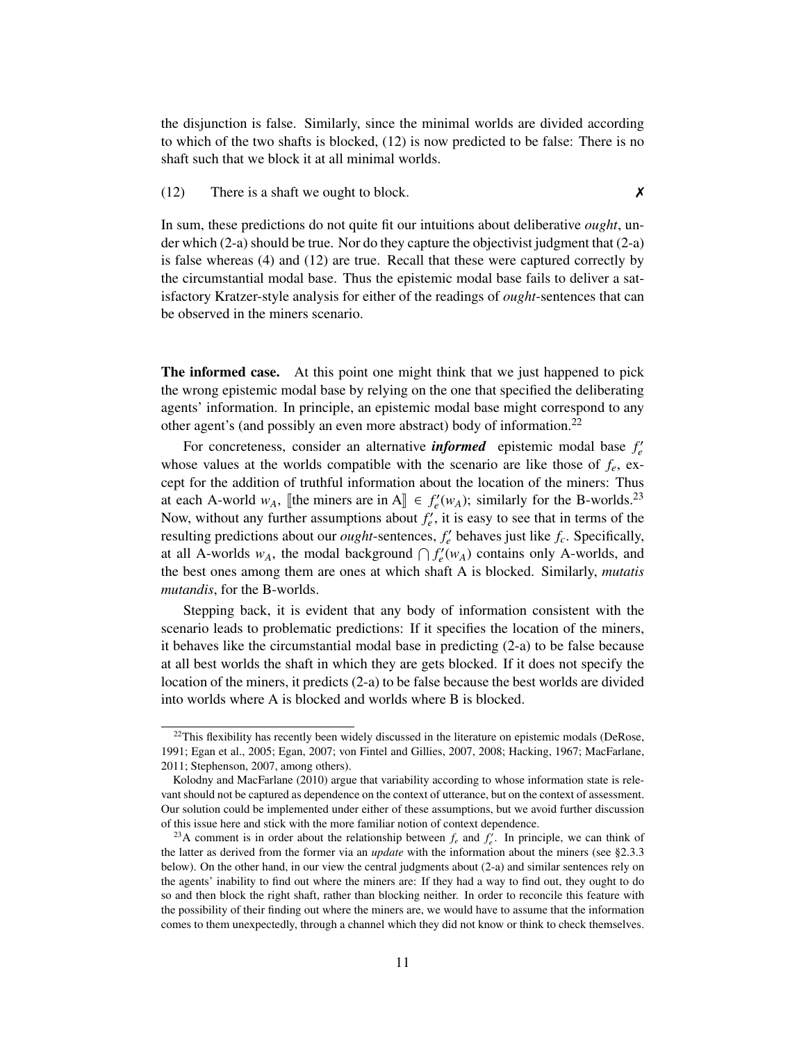the disjunction is false. Similarly, since the minimal worlds are divided according to which of the two shafts is blocked, (12) is now predicted to be false: There is no shaft such that we block it at all minimal worlds.

(12) There is a shaft we ought to block. ✗

In sum, these predictions do not quite fit our intuitions about deliberative *ought*, under which (2-a) should be true. Nor do they capture the objectivist judgment that (2-a) is false whereas (4) and (12) are true. Recall that these were captured correctly by the circumstantial modal base. Thus the epistemic modal base fails to deliver a satisfactory Kratzer-style analysis for either of the readings of *ought*-sentences that can be observed in the miners scenario.

**The informed case.** At this point one might think that we just happened to pick the wrong epistemic modal base by relying on the one that specified the deliberating agents' information. In principle, an epistemic modal base might correspond to any other agent's (and possibly an even more abstract) body of information.[22]

For concreteness, consider an alternative ***informed*** epistemic modal base $f_e'$ whose values at the worlds compatible with the scenario are like those of $f_e$, except for the addition of truthful information about the location of the miners: Thus at each A-world $w_A$, $[\![\text{the miners are in A}]\!] \in f_e'(w_A)$; similarly for the B-worlds.[23] Now, without any further assumptions about $f_e'$, it is easy to see that in terms of the resulting predictions about our *ought*-sentences, $f_e'$ behaves just like $f_c$. Specifically, at all A-worlds $w_A$, the modal background $\bigcap f_e'(w_A)$ contains only A-worlds, and the best ones among them are ones at which shaft A is blocked. Similarly, *mutatis mutandis*, for the B-worlds.

Stepping back, it is evident that any body of information consistent with the scenario leads to problematic predictions: If it specifies the location of the miners, it behaves like the circumstantial modal base in predicting (2-a) to be false because at all best worlds the shaft in which they are gets blocked. If it does not specify the location of the miners, it predicts (2-a) to be false because the best worlds are divided into worlds where A is blocked and worlds where B is blocked.

[22]This flexibility has recently been widely discussed in the literature on epistemic modals (DeRose, 1991; Egan et al., 2005; Egan, 2007; von Fintel and Gillies, 2007, 2008; Hacking, 1967; MacFarlane, 2011; Stephenson, 2007, among others).

Kolodny and MacFarlane (2010) argue that variability according to whose information state is relevant should not be captured as dependence on the context of utterance, but on the context of assessment. Our solution could be implemented under either of these assumptions, but we avoid further discussion of this issue here and stick with the more familiar notion of context dependence.

[23]A comment is in order about the relationship between $f_e$ and $f_e'$. In principle, we can think of the latter as derived from the former via an *update* with the information about the miners (see §2.3.3 below). On the other hand, in our view the central judgments about (2-a) and similar sentences rely on the agents' inability to find out where the miners are: If they had a way to find out, they ought to do so and then block the right shaft, rather than blocking neither. In order to reconcile this feature with the possibility of their finding out where the miners are, we would have to assume that the information comes to them unexpectedly, through a channel which they did not know or think to check themselves.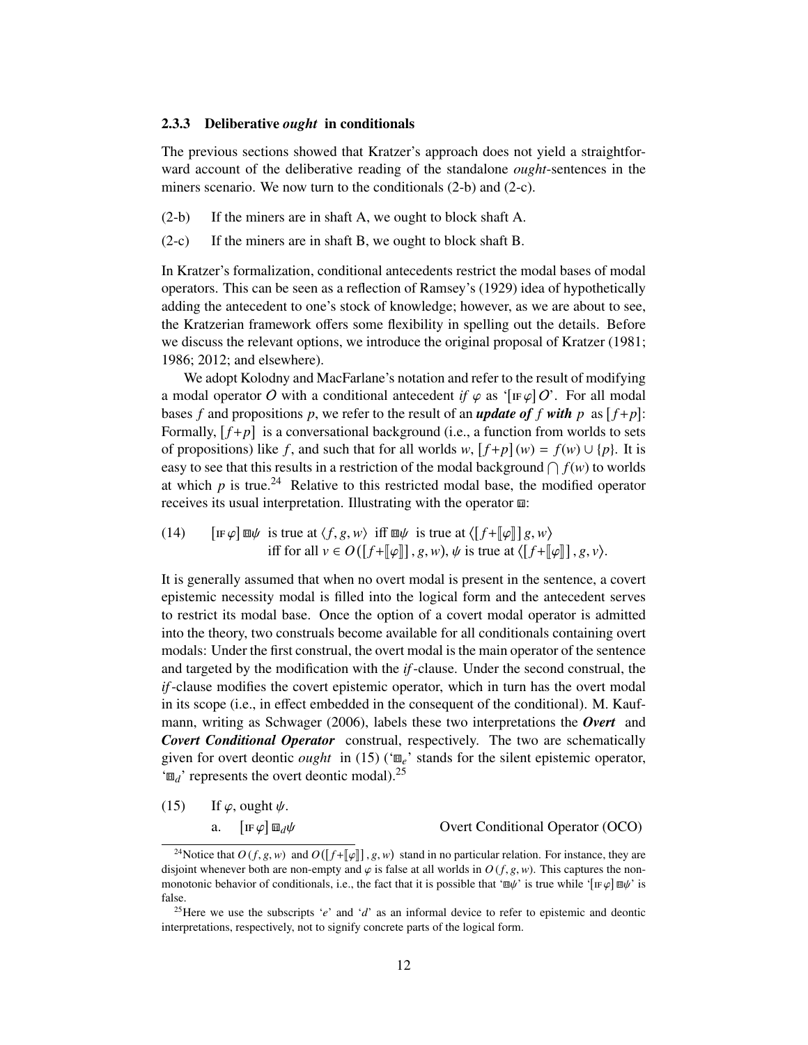### 2.3.3 Deliberative *ought* in conditionals

The previous sections showed that Kratzer's approach does not yield a straightforward account of the deliberative reading of the standalone *ought*-sentences in the miners scenario. We now turn to the conditionals (2-b) and (2-c).

(2-b) If the miners are in shaft A, we ought to block shaft A.

(2-c) If the miners are in shaft B, we ought to block shaft B.

In Kratzer's formalization, conditional antecedents restrict the modal bases of modal operators. This can be seen as a reflection of Ramsey's (1929) idea of hypothetically adding the antecedent to one's stock of knowledge; however, as we are about to see, the Kratzerian framework offers some flexibility in spelling out the details. Before we discuss the relevant options, we introduce the original proposal of Kratzer (1981; 1986; 2012; and elsewhere).

We adopt Kolodny and MacFarlane's notation and refer to the result of modifying a modal operator $O$ with a conditional antecedent *if* $\varphi$ as '$[\text{IF}\,\varphi]\,O$'. For all modal bases $f$ and propositions $p$, we refer to the result of an ***update of*** $f$ ***with*** $p$ as $[f{+}p]$: Formally, $[f{+}p]$ is a conversational background (i.e., a function from worlds to sets of propositions) like $f$, and such that for all worlds $w$, $[f{+}p](w) = f(w) \cup \{p\}$. It is easy to see that this results in a restriction of the modal background $\bigcap f(w)$ to worlds at which $p$ is true.[24] Relative to this restricted modal base, the modified operator receives its usual interpretation. Illustrating with the operator $\boxdot$:

(14) $[\text{IF}\,\varphi]\,\boxdot\psi$ is true at $\langle f, g, w\rangle$ iff $\boxdot\psi$ is true at $\langle [f{+}[\![\varphi]\!]]\, g, w\rangle$
iff for all $v \in O([f{+}[\![\varphi]\!]], g, w)$, $\psi$ is true at $\langle [f{+}[\![\varphi]\!]], g, v\rangle$.

It is generally assumed that when no overt modal is present in the sentence, a covert epistemic necessity modal is filled into the logical form and the antecedent serves to restrict its modal base. Once the option of a covert modal operator is admitted into the theory, two construals become available for all conditionals containing overt modals: Under the first construal, the overt modal is the main operator of the sentence and targeted by the modification with the *if*-clause. Under the second construal, the *if*-clause modifies the covert epistemic operator, which in turn has the overt modal in its scope (i.e., in effect embedded in the consequent of the conditional). M. Kaufmann, writing as Schwager (2006), labels these two interpretations the ***Overt*** and ***Covert Conditional Operator*** construal, respectively. The two are schematically given for overt deontic *ought* in (15) ('$\boxdot_e$' stands for the silent epistemic operator, '$\boxdot_d$' represents the overt deontic modal).[25]

(15) If $\varphi$, ought $\psi$.

a. $[\text{IF}\,\varphi]\,\boxdot_d\psi$ Overt Conditional Operator (OCO)

[24] Notice that $O(f, g, w)$ and $O([f{+}[\![\varphi]\!]], g, w)$ stand in no particular relation. For instance, they are disjoint whenever both are non-empty and $\varphi$ is false at all worlds in $O(f, g, w)$. This captures the non-monotonic behavior of conditionals, i.e., the fact that it is possible that '$\boxdot\psi$' is true while '$[\text{IF}\,\varphi]\,\boxdot\psi$' is false.

[25] Here we use the subscripts '$e$' and '$d$' as an informal device to refer to epistemic and deontic interpretations, respectively, not to signify concrete parts of the logical form.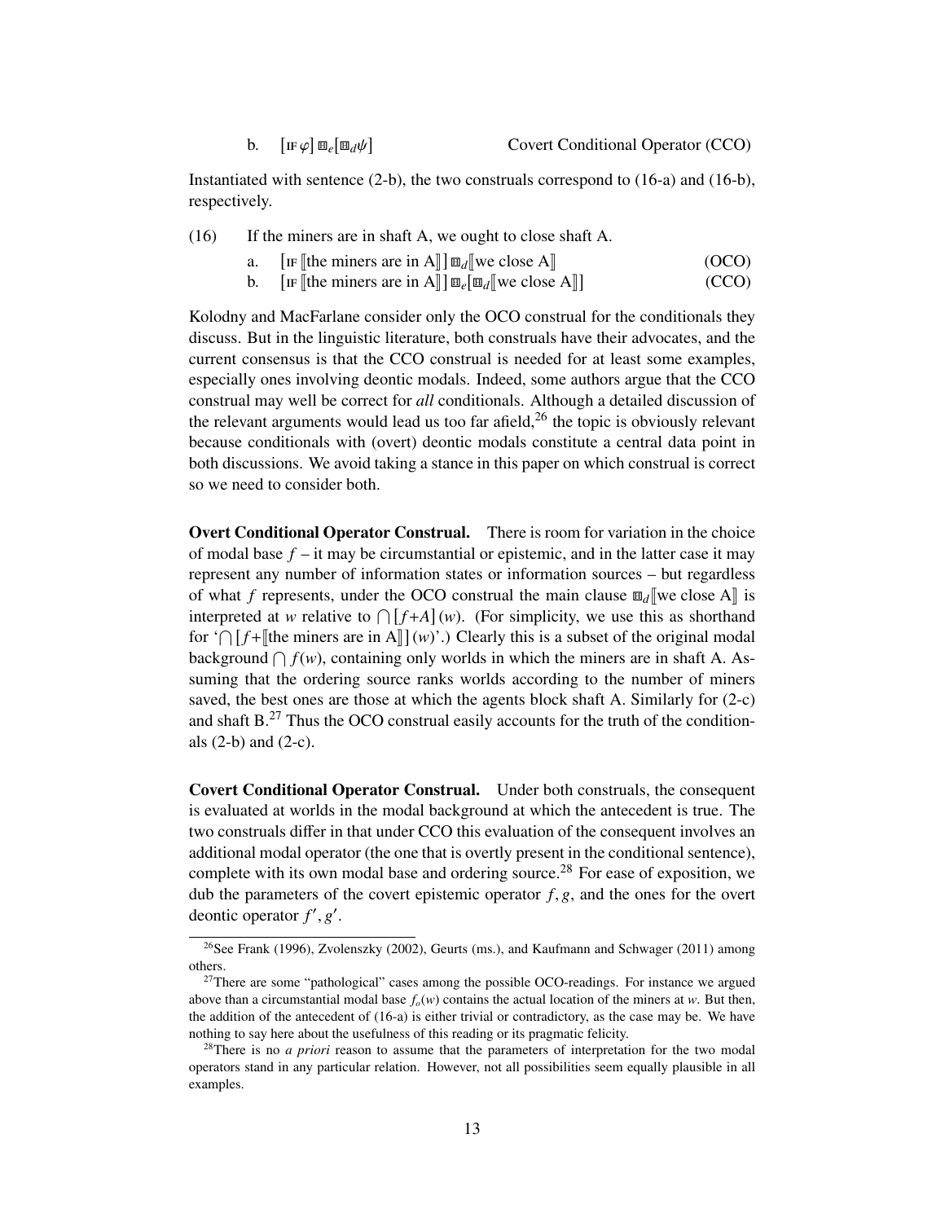b. $[\text{IF}\,\varphi]\,\boxplus_e[\boxplus_d\psi]$ Covert Conditional Operator (CCO)

Instantiated with sentence (2-b), the two construals correspond to (16-a) and (16-b), respectively.

(16) If the miners are in shaft A, we ought to close shaft A.

a. $[\text{IF}\,[\![\text{the miners are in A}]\!]]\,\boxplus_d[\![\text{we close A}]\!]$ (OCO)

b. $[\text{IF}\,[\![\text{the miners are in A}]\!]]\,\boxplus_e[\boxplus_d[\![\text{we close A}]\!]]$ (CCO)

Kolodny and MacFarlane consider only the OCO construal for the conditionals they discuss. But in the linguistic literature, both construals have their advocates, and the current consensus is that the CCO construal is needed for at least some examples, especially ones involving deontic modals. Indeed, some authors argue that the CCO construal may well be correct for *all* conditionals. Although a detailed discussion of the relevant arguments would lead us too far afield,[26] the topic is obviously relevant because conditionals with (overt) deontic modals constitute a central data point in both discussions. We avoid taking a stance in this paper on which construal is correct so we need to consider both.

**Overt Conditional Operator Construal.** There is room for variation in the choice of modal base $f$ – it may be circumstantial or epistemic, and in the latter case it may represent any number of information states or information sources – but regardless of what $f$ represents, under the OCO construal the main clause $\boxplus_d[\![\text{we close A}]\!]$ is interpreted at $w$ relative to $\bigcap[f{+}A](w)$. (For simplicity, we use this as shorthand for '$\bigcap[f{+}[\![\text{the miners are in A}]\!]](w)$'.) Clearly this is a subset of the original modal background $\bigcap f(w)$, containing only worlds in which the miners are in shaft A. Assuming that the ordering source ranks worlds according to the number of miners saved, the best ones are those at which the agents block shaft A. Similarly for (2-c) and shaft B.[27] Thus the OCO construal easily accounts for the truth of the conditionals (2-b) and (2-c).

**Covert Conditional Operator Construal.** Under both construals, the consequent is evaluated at worlds in the modal background at which the antecedent is true. The two construals differ in that under CCO this evaluation of the consequent involves an additional modal operator (the one that is overtly present in the conditional sentence), complete with its own modal base and ordering source.[28] For ease of exposition, we dub the parameters of the covert epistemic operator $f, g$, and the ones for the overt deontic operator $f', g'$.

---

[26] See Frank (1996), Zvolenszky (2002), Geurts (ms.), and Kaufmann and Schwager (2011) among others.

[27] There are some "pathological" cases among the possible OCO-readings. For instance we argued above than a circumstantial modal base $f_o(w)$ contains the actual location of the miners at $w$. But then, the addition of the antecedent of (16-a) is either trivial or contradictory, as the case may be. We have nothing to say here about the usefulness of this reading or its pragmatic felicity.

[28] There is no *a priori* reason to assume that the parameters of interpretation for the two modal operators stand in any particular relation. However, not all possibilities seem equally plausible in all examples.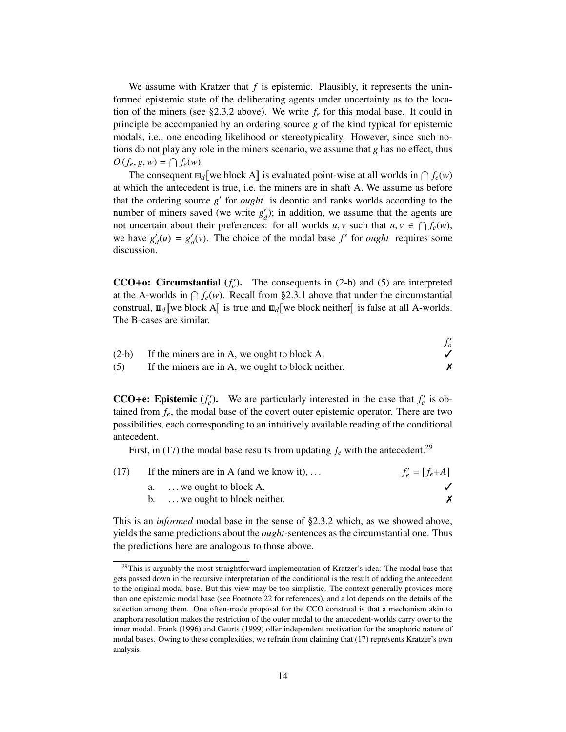We assume with Kratzer that $f$ is epistemic. Plausibly, it represents the uninformed epistemic state of the deliberating agents under uncertainty as to the location of the miners (see §2.3.2 above). We write $f_e$ for this modal base. It could in principle be accompanied by an ordering source $g$ of the kind typical for epistemic modals, i.e., one encoding likelihood or stereotypicality. However, since such notions do not play any role in the miners scenario, we assume that $g$ has no effect, thus $O(f_e, g, w) = \bigcap f_e(w)$.

The consequent $\boxplus_d[\![\text{we block A}]\!]$ is evaluated point-wise at all worlds in $\bigcap f_e(w)$ at which the antecedent is true, i.e. the miners are in shaft A. We assume as before that the ordering source $g'$ for *ought* is deontic and ranks worlds according to the number of miners saved (we write $g'_d$); in addition, we assume that the agents are not uncertain about their preferences: for all worlds $u, v$ such that $u, v \in \bigcap f_e(w)$, we have $g'_d(u) = g'_d(v)$. The choice of the modal base $f'$ for *ought* requires some discussion.

**CCO+o: Circumstantial ($f'_o$).** The consequents in (2-b) and (5) are interpreted at the A-worlds in $\bigcap f_e(w)$. Recall from §2.3.1 above that under the circumstantial construal, $\boxplus_d[\![\text{we block A}]\!]$ is true and $\boxplus_d[\![\text{we block neither}]\!]$ is false at all A-worlds. The B-cases are similar.

| | | $f'_o$ |
|---|---|---|
| (2-b) | If the miners are in A, we ought to block A. | ✓ |
| (5) | If the miners are in A, we ought to block neither. | ✗ |

**CCO+e: Epistemic ($f'_e$).** We are particularly interested in the case that $f'_e$ is obtained from $f_e$, the modal base of the covert outer epistemic operator. There are two possibilities, each corresponding to an intuitively available reading of the conditional antecedent.

First, in (17) the modal base results from updating $f_e$ with the antecedent.[29]

| | | $f'_e = [f_e + A]$ |
|---|---|---|
| (17) | If the miners are in A (and we know it), … | |
| | a. … we ought to block A. | ✓ |
| | b. … we ought to block neither. | ✗ |

This is an *informed* modal base in the sense of §2.3.2 which, as we showed above, yields the same predictions about the *ought*-sentences as the circumstantial one. Thus the predictions here are analogous to those above.

---

[29]This is arguably the most straightforward implementation of Kratzer's idea: The modal base that gets passed down in the recursive interpretation of the conditional is the result of adding the antecedent to the original modal base. But this view may be too simplistic. The context generally provides more than one epistemic modal base (see Footnote 22 for references), and a lot depends on the details of the selection among them. One often-made proposal for the CCO construal is that a mechanism akin to anaphora resolution makes the restriction of the outer modal to the antecedent-worlds carry over to the inner modal. Frank (1996) and Geurts (1999) offer independent motivation for the anaphoric nature of modal bases. Owing to these complexities, we refrain from claiming that (17) represents Kratzer's own analysis.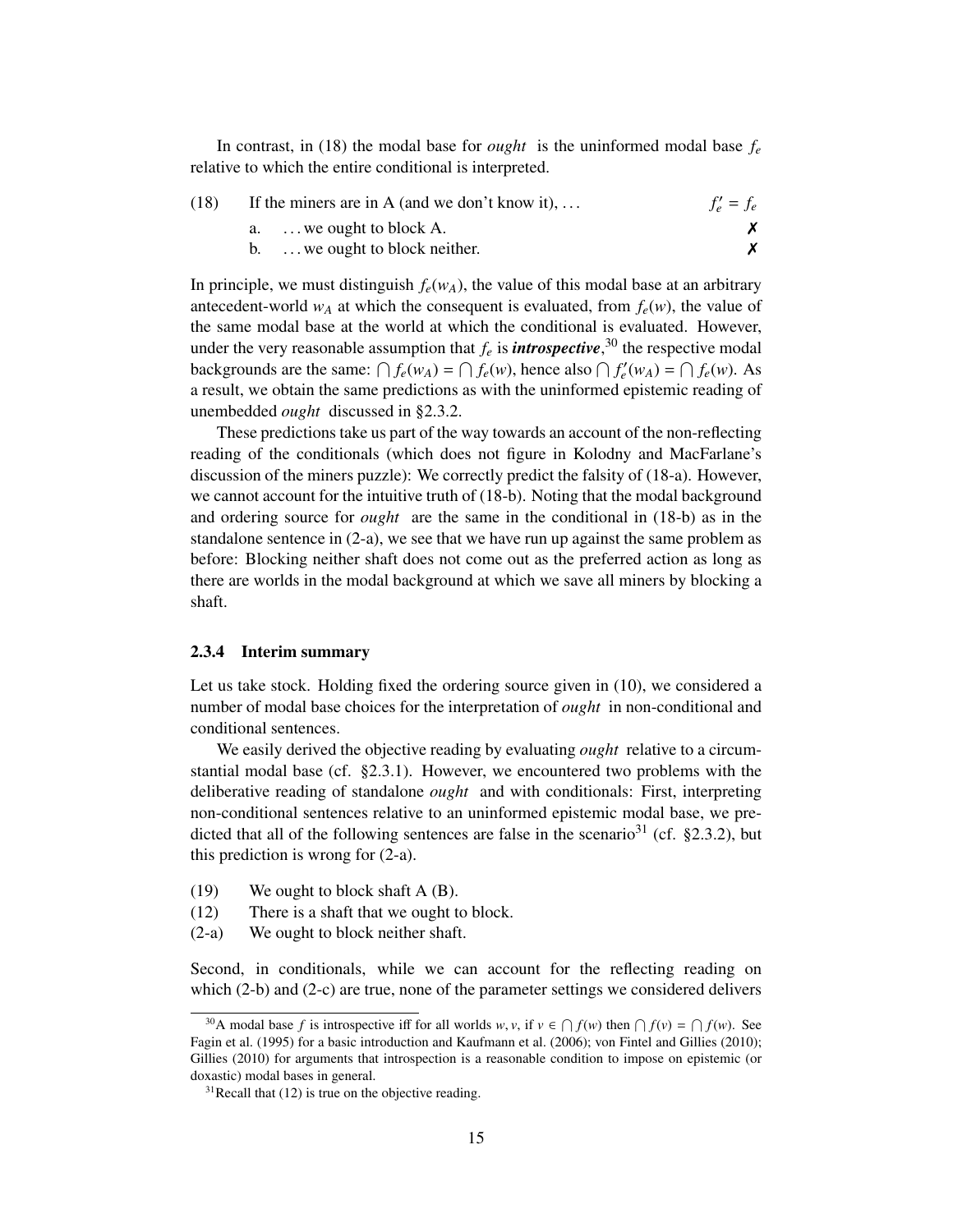In contrast, in (18) the modal base for *ought* is the uninformed modal base $f_e$ relative to which the entire conditional is interpreted.

(18) If the miners are in A (and we don't know it), ... $f'_e = f_e$

a. ... we ought to block A. ✗

b. ... we ought to block neither. ✗

In principle, we must distinguish $f_e(w_A)$, the value of this modal base at an arbitrary antecedent-world $w_A$ at which the consequent is evaluated, from $f_e(w)$, the value of the same modal base at the world at which the conditional is evaluated. However, under the very reasonable assumption that $f_e$ is ***introspective***,[30] the respective modal backgrounds are the same: $\bigcap f_e(w_A) = \bigcap f_e(w)$, hence also $\bigcap f'_e(w_A) = \bigcap f_e(w)$. As a result, we obtain the same predictions as with the uninformed epistemic reading of unembedded *ought* discussed in §2.3.2.

These predictions take us part of the way towards an account of the non-reflecting reading of the conditionals (which does not figure in Kolodny and MacFarlane's discussion of the miners puzzle): We correctly predict the falsity of (18-a). However, we cannot account for the intuitive truth of (18-b). Noting that the modal background and ordering source for *ought* are the same in the conditional in (18-b) as in the standalone sentence in (2-a), we see that we have run up against the same problem as before: Blocking neither shaft does not come out as the preferred action as long as there are worlds in the modal background at which we save all miners by blocking a shaft.

### 2.3.4 Interim summary

Let us take stock. Holding fixed the ordering source given in (10), we considered a number of modal base choices for the interpretation of *ought* in non-conditional and conditional sentences.

We easily derived the objective reading by evaluating *ought* relative to a circumstantial modal base (cf. §2.3.1). However, we encountered two problems with the deliberative reading of standalone *ought* and with conditionals: First, interpreting non-conditional sentences relative to an uninformed epistemic modal base, we predicted that all of the following sentences are false in the scenario[31] (cf. §2.3.2), but this prediction is wrong for (2-a).

(19) We ought to block shaft A (B).

(12) There is a shaft that we ought to block.

(2-a) We ought to block neither shaft.

Second, in conditionals, while we can account for the reflecting reading on which (2-b) and (2-c) are true, none of the parameter settings we considered delivers

---

[30] A modal base $f$ is introspective iff for all worlds $w, v$, if $v \in \bigcap f(w)$ then $\bigcap f(v) = \bigcap f(w)$. See Fagin et al. (1995) for a basic introduction and Kaufmann et al. (2006); von Fintel and Gillies (2010); Gillies (2010) for arguments that introspection is a reasonable condition to impose on epistemic (or doxastic) modal bases in general.

[31] Recall that (12) is true on the objective reading.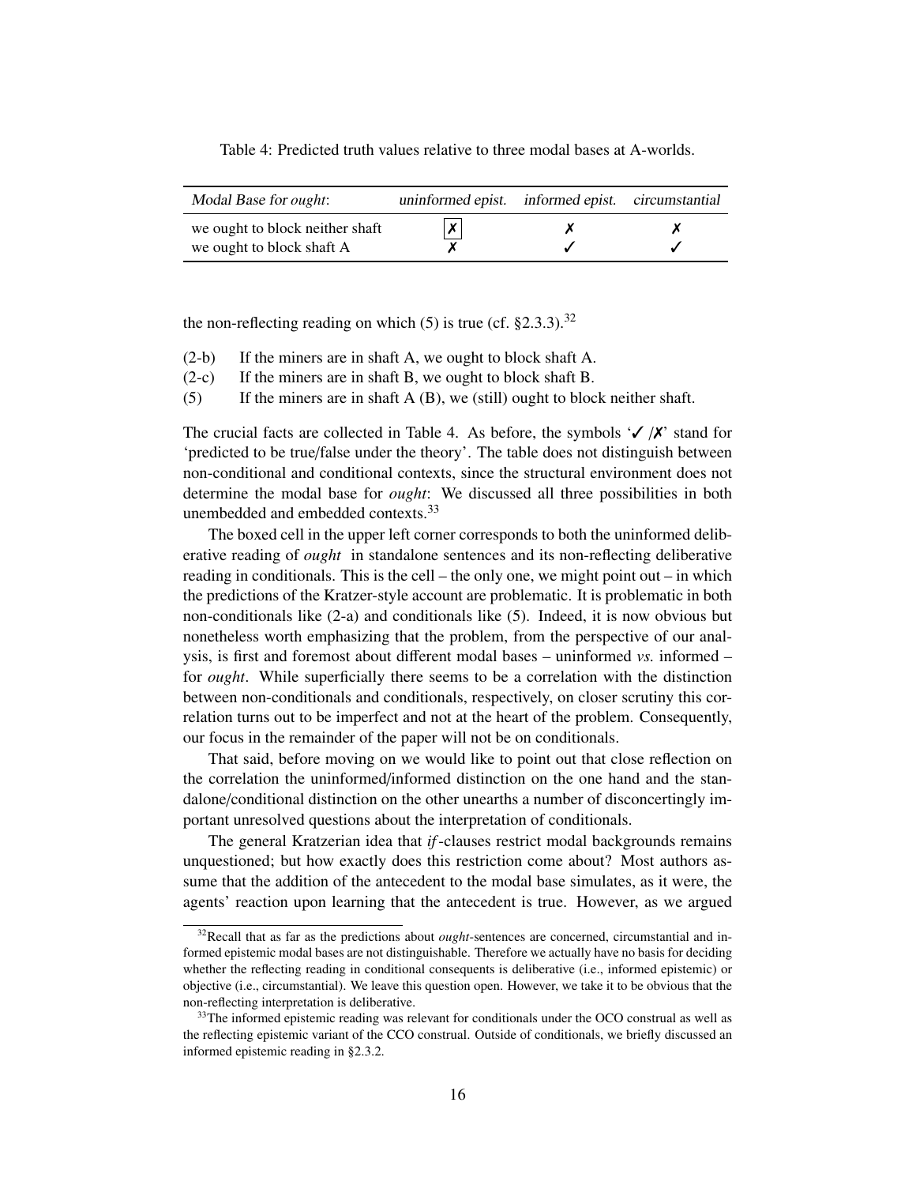Table 4: Predicted truth values relative to three modal bases at A-worlds.

| *Modal Base for ought*: | *uninformed epist.* | *informed epist.* | *circumstantial* |
|---|---|---|---|
| we ought to block neither shaft | [✗] | ✗ | ✗ |
| we ought to block shaft A | ✗ | ✓ | ✓ |

the non-reflecting reading on which (5) is true (cf. §2.3.3).[32]

(2-b) If the miners are in shaft A, we ought to block shaft A.
(2-c) If the miners are in shaft B, we ought to block shaft B.
(5) If the miners are in shaft A (B), we (still) ought to block neither shaft.

The crucial facts are collected in Table 4. As before, the symbols '✓ /✗' stand for 'predicted to be true/false under the theory'. The table does not distinguish between non-conditional and conditional contexts, since the structural environment does not determine the modal base for *ought*: We discussed all three possibilities in both unembedded and embedded contexts.[33]

The boxed cell in the upper left corner corresponds to both the uninformed deliberative reading of *ought* in standalone sentences and its non-reflecting deliberative reading in conditionals. This is the cell – the only one, we might point out – in which the predictions of the Kratzer-style account are problematic. It is problematic in both non-conditionals like (2-a) and conditionals like (5). Indeed, it is now obvious but nonetheless worth emphasizing that the problem, from the perspective of our analysis, is first and foremost about different modal bases – uninformed *vs.* informed – for *ought*. While superficially there seems to be a correlation with the distinction between non-conditionals and conditionals, respectively, on closer scrutiny this correlation turns out to be imperfect and not at the heart of the problem. Consequently, our focus in the remainder of the paper will not be on conditionals.

That said, before moving on we would like to point out that close reflection on the correlation the uninformed/informed distinction on the one hand and the standalone/conditional distinction on the other unearths a number of disconcertingly important unresolved questions about the interpretation of conditionals.

The general Kratzerian idea that *if*-clauses restrict modal backgrounds remains unquestioned; but how exactly does this restriction come about? Most authors assume that the addition of the antecedent to the modal base simulates, as it were, the agents' reaction upon learning that the antecedent is true. However, as we argued

[32] Recall that as far as the predictions about *ought*-sentences are concerned, circumstantial and informed epistemic modal bases are not distinguishable. Therefore we actually have no basis for deciding whether the reflecting reading in conditional consequents is deliberative (i.e., informed epistemic) or objective (i.e., circumstantial). We leave this question open. However, we take it to be obvious that the non-reflecting interpretation is deliberative.

[33] The informed epistemic reading was relevant for conditionals under the OCO construal as well as the reflecting epistemic variant of the CCO construal. Outside of conditionals, we briefly discussed an informed epistemic reading in §2.3.2.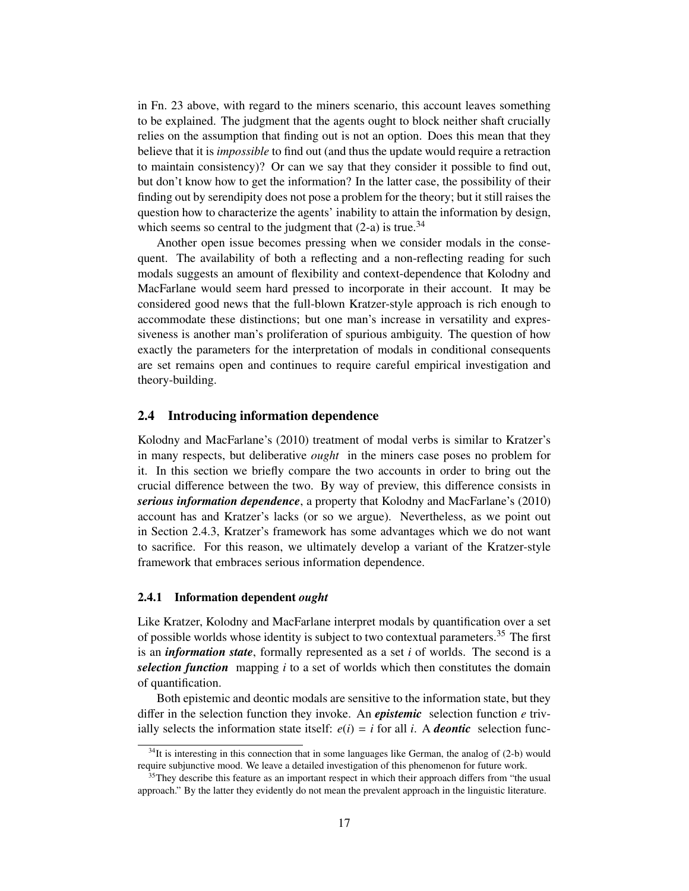in Fn. 23 above, with regard to the miners scenario, this account leaves something to be explained. The judgment that the agents ought to block neither shaft crucially relies on the assumption that finding out is not an option. Does this mean that they believe that it is *impossible* to find out (and thus the update would require a retraction to maintain consistency)? Or can we say that they consider it possible to find out, but don't know how to get the information? In the latter case, the possibility of their finding out by serendipity does not pose a problem for the theory; but it still raises the question how to characterize the agents' inability to attain the information by design, which seems so central to the judgment that (2-a) is true.[34]

Another open issue becomes pressing when we consider modals in the consequent. The availability of both a reflecting and a non-reflecting reading for such modals suggests an amount of flexibility and context-dependence that Kolodny and MacFarlane would seem hard pressed to incorporate in their account. It may be considered good news that the full-blown Kratzer-style approach is rich enough to accommodate these distinctions; but one man's increase in versatility and expressiveness is another man's proliferation of spurious ambiguity. The question of how exactly the parameters for the interpretation of modals in conditional consequents are set remains open and continues to require careful empirical investigation and theory-building.

## 2.4 Introducing information dependence

Kolodny and MacFarlane's (2010) treatment of modal verbs is similar to Kratzer's in many respects, but deliberative *ought* in the miners case poses no problem for it. In this section we briefly compare the two accounts in order to bring out the crucial difference between the two. By way of preview, this difference consists in ***serious information dependence***, a property that Kolodny and MacFarlane's (2010) account has and Kratzer's lacks (or so we argue). Nevertheless, as we point out in Section 2.4.3, Kratzer's framework has some advantages which we do not want to sacrifice. For this reason, we ultimately develop a variant of the Kratzer-style framework that embraces serious information dependence.

### 2.4.1 Information dependent *ought*

Like Kratzer, Kolodny and MacFarlane interpret modals by quantification over a set of possible worlds whose identity is subject to two contextual parameters.[35] The first is an ***information state***, formally represented as a set $i$ of worlds. The second is a ***selection function*** mapping $i$ to a set of worlds which then constitutes the domain of quantification.

Both epistemic and deontic modals are sensitive to the information state, but they differ in the selection function they invoke. An ***epistemic*** selection function $e$ trivially selects the information state itself: $e(i) = i$ for all $i$. A ***deontic*** selection func-

[34] It is interesting in this connection that in some languages like German, the analog of (2-b) would require subjunctive mood. We leave a detailed investigation of this phenomenon for future work.

[35] They describe this feature as an important respect in which their approach differs from "the usual approach." By the latter they evidently do not mean the prevalent approach in the linguistic literature.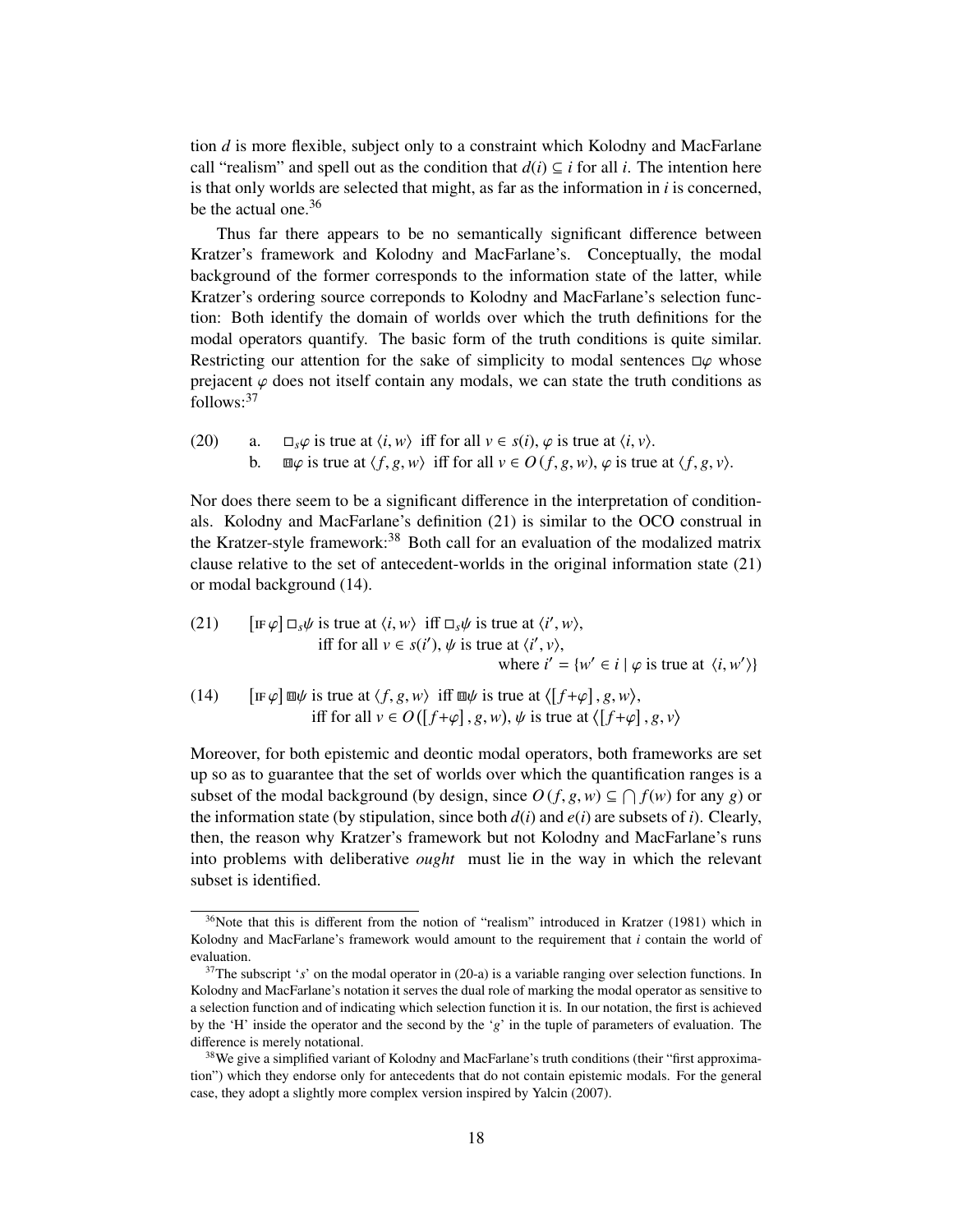tion $d$ is more flexible, subject only to a constraint which Kolodny and MacFarlane call "realism" and spell out as the condition that $d(i) \subseteq i$ for all $i$. The intention here is that only worlds are selected that might, as far as the information in $i$ is concerned, be the actual one.[36]

Thus far there appears to be no semantically significant difference between Kratzer's framework and Kolodny and MacFarlane's. Conceptually, the modal background of the former corresponds to the information state of the latter, while Kratzer's ordering source correponds to Kolodny and MacFarlane's selection function: Both identify the domain of worlds over which the truth definitions for the modal operators quantify. The basic form of the truth conditions is quite similar. Restricting our attention for the sake of simplicity to modal sentences $\Box\varphi$ whose prejacent $\varphi$ does not itself contain any modals, we can state the truth conditions as follows:[37]

(20) a. $\Box_s\varphi$ is true at $\langle i, w\rangle$ iff for all $v \in s(i)$, $\varphi$ is true at $\langle i, v\rangle$.

b. $⊞\varphi$ is true at $\langle f, g, w\rangle$ iff for all $v \in O(f, g, w)$, $\varphi$ is true at $\langle f, g, v\rangle$.

Nor does there seem to be a significant difference in the interpretation of conditionals. Kolodny and MacFarlane's definition (21) is similar to the OCO construal in the Kratzer-style framework:[38] Both call for an evaluation of the modalized matrix clause relative to the set of antecedent-worlds in the original information state (21) or modal background (14).

(21) $[\text{IF }\varphi]\,\Box_s\psi$ is true at $\langle i, w\rangle$ iff $\Box_s\psi$ is true at $\langle i', w\rangle$,
iff for all $v \in s(i')$, $\psi$ is true at $\langle i', v\rangle$,
where $i' = \{w' \in i \mid \varphi \text{ is true at } \langle i, w'\rangle\}$

(14) $[\text{IF }\varphi]\,⊞\psi$ is true at $\langle f, g, w\rangle$ iff $⊞\psi$ is true at $\langle [f{+}\varphi], g, w\rangle$,
iff for all $v \in O([f{+}\varphi], g, w)$, $\psi$ is true at $\langle [f{+}\varphi], g, v\rangle$

Moreover, for both epistemic and deontic modal operators, both frameworks are set up so as to guarantee that the set of worlds over which the quantification ranges is a subset of the modal background (by design, since $O(f, g, w) \subseteq \bigcap f(w)$ for any $g$) or the information state (by stipulation, since both $d(i)$ and $e(i)$ are subsets of $i$). Clearly, then, the reason why Kratzer's framework but not Kolodny and MacFarlane's runs into problems with deliberative *ought* must lie in the way in which the relevant subset is identified.

---

[36] Note that this is different from the notion of "realism" introduced in Kratzer (1981) which in Kolodny and MacFarlane's framework would amount to the requirement that $i$ contain the world of evaluation.

[37] The subscript '$s$' on the modal operator in (20-a) is a variable ranging over selection functions. In Kolodny and MacFarlane's notation it serves the dual role of marking the modal operator as sensitive to a selection function and of indicating which selection function it is. In our notation, the first is achieved by the 'H' inside the operator and the second by the '$g$' in the tuple of parameters of evaluation. The difference is merely notational.

[38] We give a simplified variant of Kolodny and MacFarlane's truth conditions (their "first approximation") which they endorse only for antecedents that do not contain epistemic modals. For the general case, they adopt a slightly more complex version inspired by Yalcin (2007).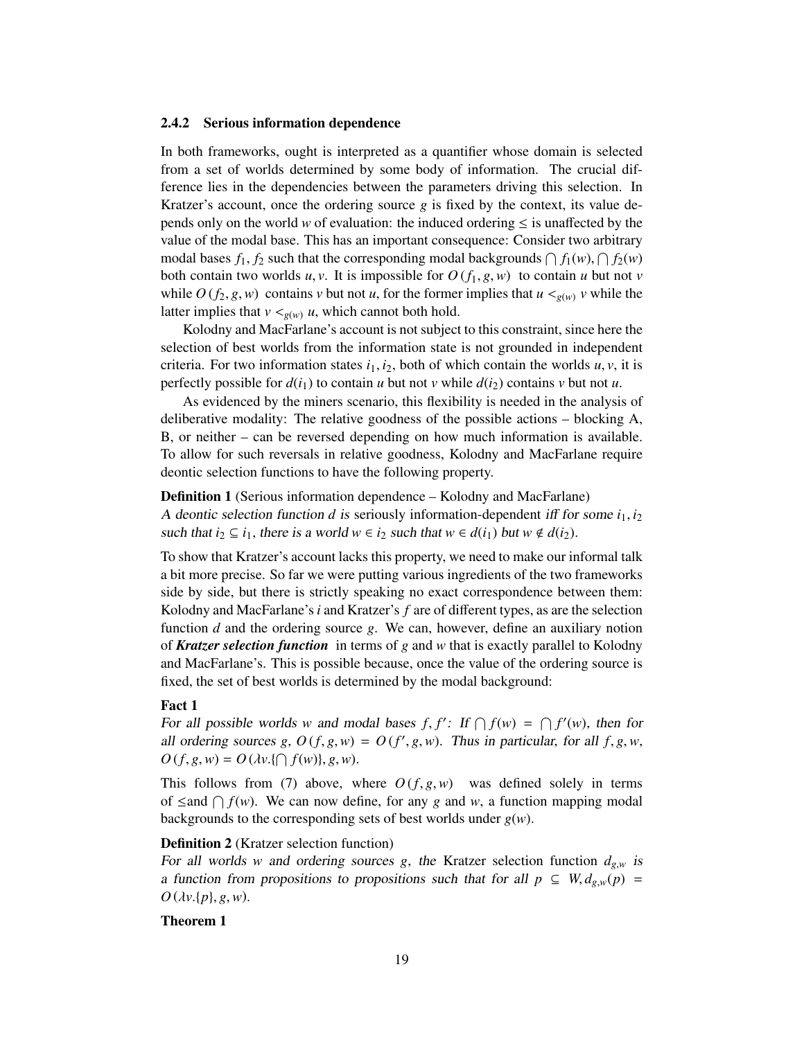### 2.4.2 Serious information dependence

In both frameworks, ought is interpreted as a quantifier whose domain is selected from a set of worlds determined by some body of information. The crucial difference lies in the dependencies between the parameters driving this selection. In Kratzer's account, once the ordering source $g$ is fixed by the context, its value depends only on the world $w$ of evaluation: the induced ordering $\leq$ is unaffected by the value of the modal base. This has an important consequence: Consider two arbitrary modal bases $f_1, f_2$ such that the corresponding modal backgrounds $\bigcap f_1(w), \bigcap f_2(w)$ both contain two worlds $u, v$. It is impossible for $O(f_1, g, w)$ to contain $u$ but not $v$ while $O(f_2, g, w)$ contains $v$ but not $u$, for the former implies that $u <_{g(w)} v$ while the latter implies that $v <_{g(w)} u$, which cannot both hold.

Kolodny and MacFarlane's account is not subject to this constraint, since here the selection of best worlds from the information state is not grounded in independent criteria. For two information states $i_1, i_2$, both of which contain the worlds $u, v$, it is perfectly possible for $d(i_1)$ to contain $u$ but not $v$ while $d(i_2)$ contains $v$ but not $u$.

As evidenced by the miners scenario, this flexibility is needed in the analysis of deliberative modality: The relative goodness of the possible actions – blocking A, B, or neither – can be reversed depending on how much information is available. To allow for such reversals in relative goodness, Kolodny and MacFarlane require deontic selection functions to have the following property.

**Definition 1** (Serious information dependence – Kolodny and MacFarlane)
*A deontic selection function $d$ is* seriously information-dependent *iff for some $i_1, i_2$ such that $i_2 \subseteq i_1$, there is a world $w \in i_2$ such that $w \in d(i_1)$ but $w \notin d(i_2)$.*

To show that Kratzer's account lacks this property, we need to make our informal talk a bit more precise. So far we were putting various ingredients of the two frameworks side by side, but there is strictly speaking no exact correspondence between them: Kolodny and MacFarlane's $i$ and Kratzer's $f$ are of different types, as are the selection function $d$ and the ordering source $g$. We can, however, define an auxiliary notion of ***Kratzer selection function*** in terms of $g$ and $w$ that is exactly parallel to Kolodny and MacFarlane's. This is possible because, once the value of the ordering source is fixed, the set of best worlds is determined by the modal background:

**Fact 1**
*For all possible worlds $w$ and modal bases $f, f'$: If $\bigcap f(w) = \bigcap f'(w)$, then for all ordering sources $g$, $O(f, g, w) = O(f', g, w)$. Thus in particular, for all $f, g, w$, $O(f, g, w) = O(\lambda v.\{\bigcap f(w)\}, g, w)$.*

This follows from (7) above, where $O(f, g, w)$ was defined solely in terms of $\leq$and $\bigcap f(w)$. We can now define, for any $g$ and $w$, a function mapping modal backgrounds to the corresponding sets of best worlds under $g(w)$.

**Definition 2** (Kratzer selection function)
*For all worlds $w$ and ordering sources $g$, the* Kratzer selection function *$d_{g,w}$ is a function from propositions to propositions such that for all $p \subseteq W, d_{g,w}(p) = O(\lambda v.\{p\}, g, w)$.*

**Theorem 1**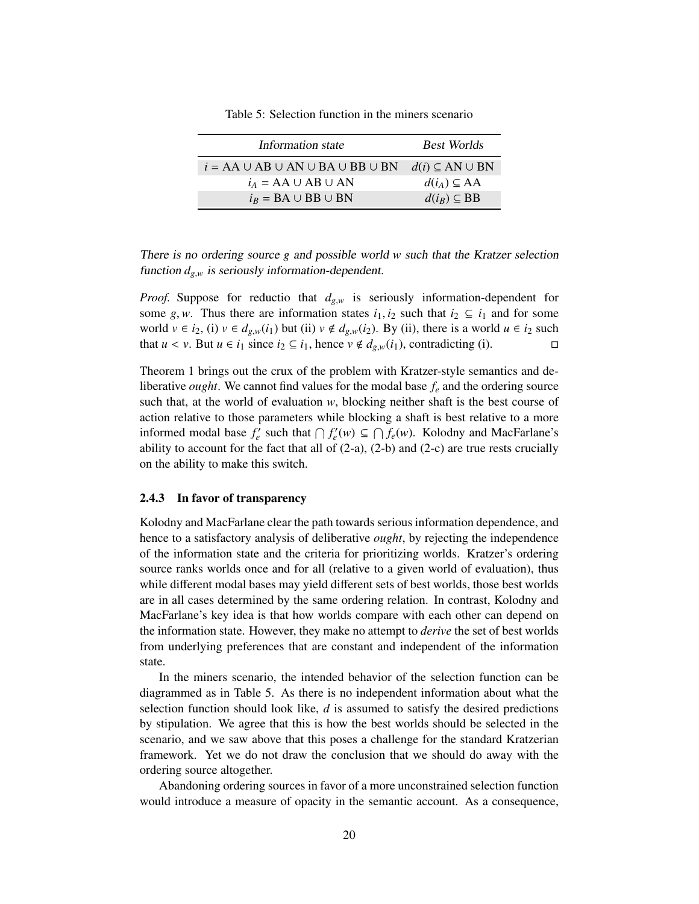Table 5: Selection function in the miners scenario

| *Information state* | *Best Worlds* |
|---|---|
| $i = \text{AA} \cup \text{AB} \cup \text{AN} \cup \text{BA} \cup \text{BB} \cup \text{BN}$ | $d(i) \subseteq \text{AN} \cup \text{BN}$ |
| $i_A = \text{AA} \cup \text{AB} \cup \text{AN}$ | $d(i_A) \subseteq \text{AA}$ |
| $i_B = \text{BA} \cup \text{BB} \cup \text{BN}$ | $d(i_B) \subseteq \text{BB}$ |

*There is no ordering source $g$ and possible world $w$ such that the Kratzer selection function $d_{g,w}$ is seriously information-dependent.*

*Proof.* Suppose for reductio that $d_{g,w}$ is seriously information-dependent for some $g, w$. Thus there are information states $i_1, i_2$ such that $i_2 \subseteq i_1$ and for some world $v \in i_2$, (i) $v \in d_{g,w}(i_1)$ but (ii) $v \notin d_{g,w}(i_2)$. By (ii), there is a world $u \in i_2$ such that $u < v$. But $u \in i_1$ since $i_2 \subseteq i_1$, hence $v \notin d_{g,w}(i_1)$, contradicting (i). □

Theorem 1 brings out the crux of the problem with Kratzer-style semantics and deliberative *ought*. We cannot find values for the modal base $f_e$ and the ordering source such that, at the world of evaluation $w$, blocking neither shaft is the best course of action relative to those parameters while blocking a shaft is best relative to a more informed modal base $f_e'$ such that $\bigcap f_e'(w) \subseteq \bigcap f_e(w)$. Kolodny and MacFarlane's ability to account for the fact that all of (2-a), (2-b) and (2-c) are true rests crucially on the ability to make this switch.

### 2.4.3 In favor of transparency

Kolodny and MacFarlane clear the path towards serious information dependence, and hence to a satisfactory analysis of deliberative *ought*, by rejecting the independence of the information state and the criteria for prioritizing worlds. Kratzer's ordering source ranks worlds once and for all (relative to a given world of evaluation), thus while different modal bases may yield different sets of best worlds, those best worlds are in all cases determined by the same ordering relation. In contrast, Kolodny and MacFarlane's key idea is that how worlds compare with each other can depend on the information state. However, they make no attempt to *derive* the set of best worlds from underlying preferences that are constant and independent of the information state.

In the miners scenario, the intended behavior of the selection function can be diagrammed as in Table 5. As there is no independent information about what the selection function should look like, $d$ is assumed to satisfy the desired predictions by stipulation. We agree that this is how the best worlds should be selected in the scenario, and we saw above that this poses a challenge for the standard Kratzerian framework. Yet we do not draw the conclusion that we should do away with the ordering source altogether.

Abandoning ordering sources in favor of a more unconstrained selection function would introduce a measure of opacity in the semantic account. As a consequence,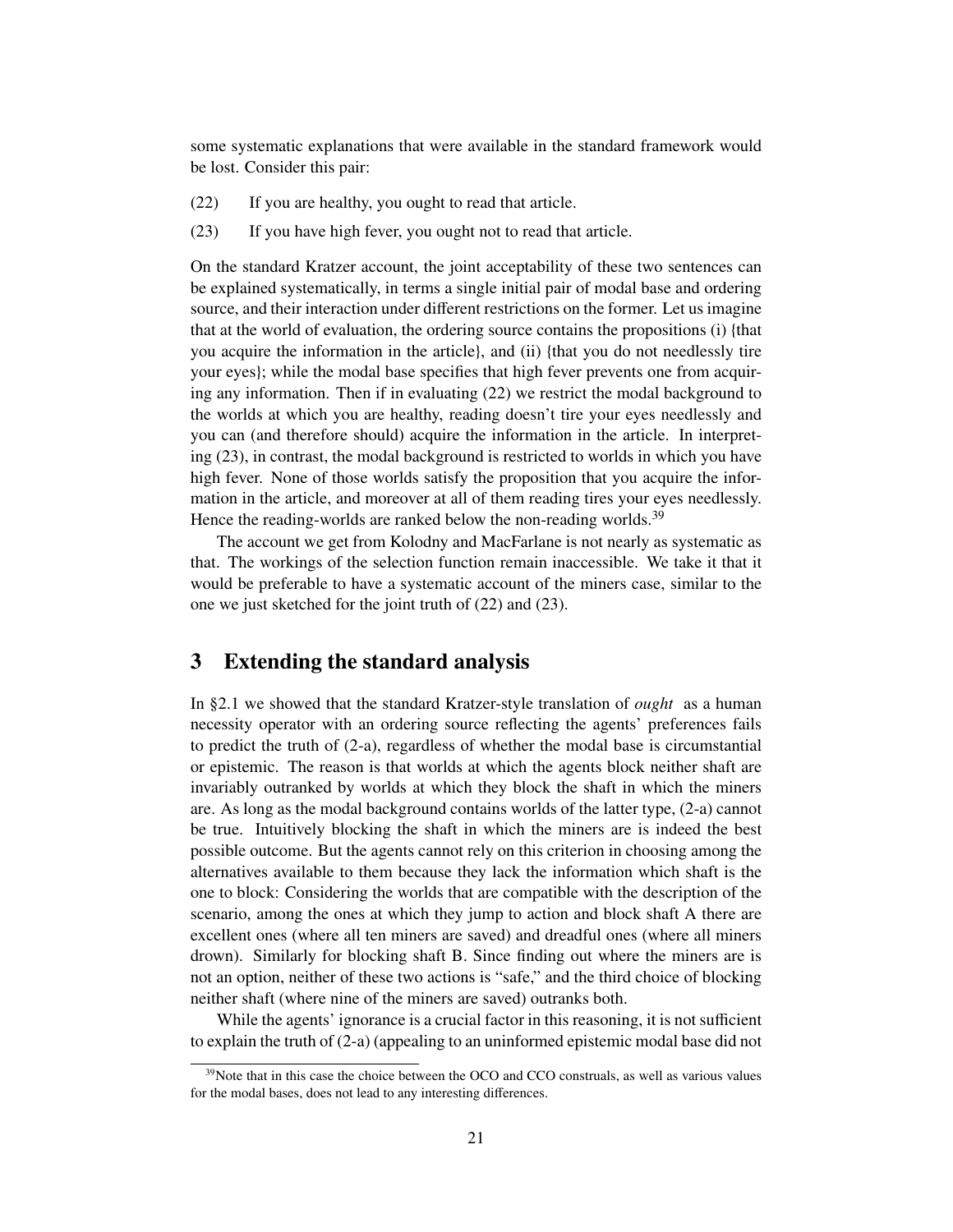some systematic explanations that were available in the standard framework would be lost. Consider this pair:

(22) If you are healthy, you ought to read that article.

(23) If you have high fever, you ought not to read that article.

On the standard Kratzer account, the joint acceptability of these two sentences can be explained systematically, in terms a single initial pair of modal base and ordering source, and their interaction under different restrictions on the former. Let us imagine that at the world of evaluation, the ordering source contains the propositions (i) {that you acquire the information in the article}, and (ii) {that you do not needlessly tire your eyes}; while the modal base specifies that high fever prevents one from acquiring any information. Then if in evaluating (22) we restrict the modal background to the worlds at which you are healthy, reading doesn't tire your eyes needlessly and you can (and therefore should) acquire the information in the article. In interpreting (23), in contrast, the modal background is restricted to worlds in which you have high fever. None of those worlds satisfy the proposition that you acquire the information in the article, and moreover at all of them reading tires your eyes needlessly. Hence the reading-worlds are ranked below the non-reading worlds.[39]

The account we get from Kolodny and MacFarlane is not nearly as systematic as that. The workings of the selection function remain inaccessible. We take it that it would be preferable to have a systematic account of the miners case, similar to the one we just sketched for the joint truth of (22) and (23).

## 3 Extending the standard analysis

In §2.1 we showed that the standard Kratzer-style translation of *ought* as a human necessity operator with an ordering source reflecting the agents' preferences fails to predict the truth of (2-a), regardless of whether the modal base is circumstantial or epistemic. The reason is that worlds at which the agents block neither shaft are invariably outranked by worlds at which they block the shaft in which the miners are. As long as the modal background contains worlds of the latter type, (2-a) cannot be true. Intuitively blocking the shaft in which the miners are is indeed the best possible outcome. But the agents cannot rely on this criterion in choosing among the alternatives available to them because they lack the information which shaft is the one to block: Considering the worlds that are compatible with the description of the scenario, among the ones at which they jump to action and block shaft A there are excellent ones (where all ten miners are saved) and dreadful ones (where all miners drown). Similarly for blocking shaft B. Since finding out where the miners is not an option, neither of these two actions is "safe," and the third choice of blocking neither shaft (where nine of the miners are saved) outranks both.

While the agents' ignorance is a crucial factor in this reasoning, it is not sufficient to explain the truth of (2-a) (appealing to an uninformed epistemic modal base did not

[39] Note that in this case the choice between the OCO and CCO construals, as well as various values for the modal bases, does not lead to any interesting differences.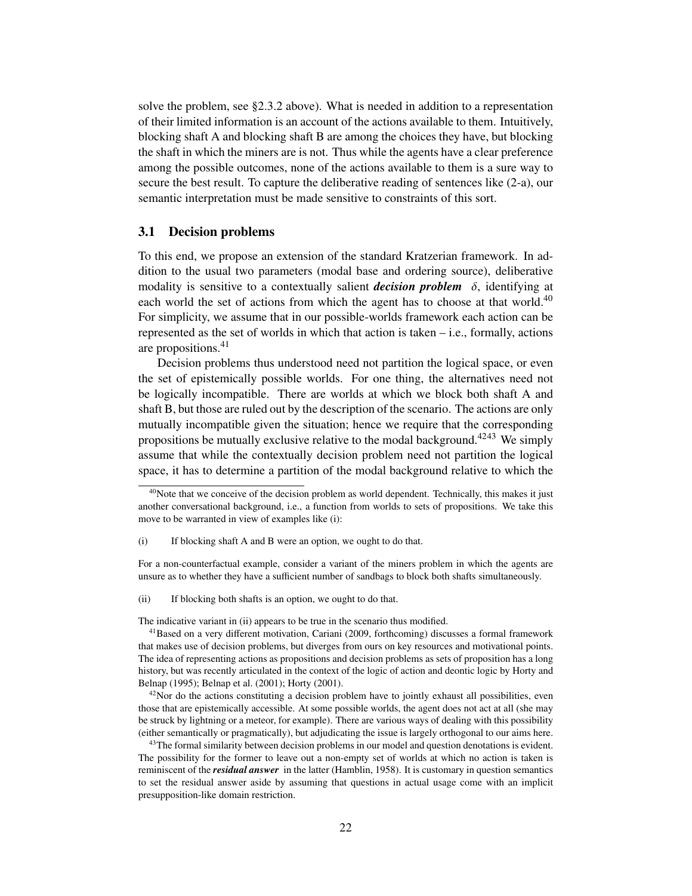solve the problem, see §2.3.2 above). What is needed in addition to a representation of their limited information is an account of the actions available to them. Intuitively, blocking shaft A and blocking shaft B are among the choices they have, but blocking the shaft in which the miners are is not. Thus while the agents have a clear preference among the possible outcomes, none of the actions available to them is a sure way to secure the best result. To capture the deliberative reading of sentences like (2-a), our semantic interpretation must be made sensitive to constraints of this sort.

## 3.1 Decision problems

To this end, we propose an extension of the standard Kratzerian framework. In addition to the usual two parameters (modal base and ordering source), deliberative modality is sensitive to a contextually salient ***decision problem*** $\delta$, identifying at each world the set of actions from which the agent has to choose at that world.[40] For simplicity, we assume that in our possible-worlds framework each action can be represented as the set of worlds in which that action is taken – i.e., formally, actions are propositions.[41]

Decision problems thus understood need not partition the logical space, or even the set of epistemically possible worlds. For one thing, the alternatives need not be logically incompatible. There are worlds at which we block both shaft A and shaft B, but those are ruled out by the description of the scenario. The actions are only mutually incompatible given the situation; hence we require that the corresponding propositions be mutually exclusive relative to the modal background.[42][43] We simply assume that while the contextually decision problem need not partition the logical space, it has to determine a partition of the modal background relative to which the

---

[40] Note that we conceive of the decision problem as world dependent. Technically, this makes it just another conversational background, i.e., a function from worlds to sets of propositions. We take this move to be warranted in view of examples like (i):

(i) If blocking shaft A and B were an option, we ought to do that.

For a non-counterfactual example, consider a variant of the miners problem in which the agents are unsure as to whether they have a sufficient number of sandbags to block both shafts simultaneously.

(ii) If blocking both shafts is an option, we ought to do that.

The indicative variant in (ii) appears to be true in the scenario thus modified.

[41] Based on a very different motivation, Cariani (2009, forthcoming) discusses a formal framework that makes use of decision problems, but diverges from ours on key resources and motivational points. The idea of representing actions as propositions and decision problems as sets of proposition has a long history, but was recently articulated in the context of the logic of action and deontic logic by Horty and Belnap (1995); Belnap et al. (2001); Horty (2001).

[42] Nor do the actions constituting a decision problem have to jointly exhaust all possibilities, even those that are epistemically accessible. At some possible worlds, the agent does not act at all (she may be struck by lightning or a meteor, for example). There are various ways of dealing with this possibility (either semantically or pragmatically), but adjudicating the issue is largely orthogonal to our aims here.

[43] The formal similarity between decision problems in our model and question denotations is evident. The possibility for the former to leave out a non-empty set of worlds at which no action is taken is reminiscent of the ***residual answer*** in the latter (Hamblin, 1958). It is customary in question semantics to set the residual answer aside by assuming that questions in actual usage come with an implicit presupposition-like domain restriction.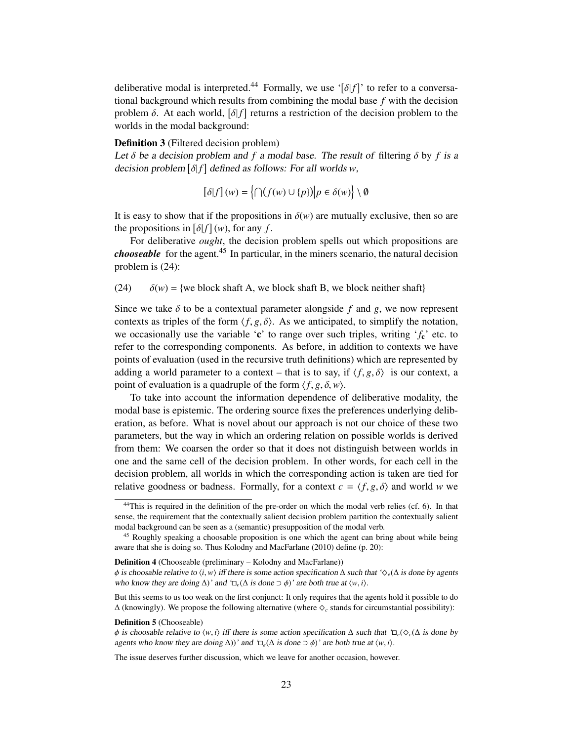deliberative modal is interpreted.[44] Formally, we use '$[\delta|f]$' to refer to a conversational background which results from combining the modal base $f$ with the decision problem $\delta$. At each world, $[\delta|f]$ returns a restriction of the decision problem to the worlds in the modal background:

**Definition 3** (Filtered decision problem)
*Let $\delta$ be a decision problem and $f$ a modal base. The result of* filtering $\delta$ by $f$ *is a decision problem $[\delta|f]$ defined as follows: For all worlds $w$,*

$$[\delta|f](w) = \left\{ \bigcap (f(w) \cup \{p\}) \middle| p \in \delta(w) \right\} \setminus \emptyset$$

It is easy to show that if the propositions in $\delta(w)$ are mutually exclusive, then so are the propositions in $[\delta|f](w)$, for any $f$.

For deliberative *ought*, the decision problem spells out which propositions are ***chooseable*** for the agent.[45] In particular, in the miners scenario, the natural decision problem is (24):

(24) $\delta(w) = \{$we block shaft A, we block shaft B, we block neither shaft$\}$

Since we take $\delta$ to be a contextual parameter alongside $f$ and $g$, we now represent contexts as triples of the form $\langle f, g, \delta \rangle$. As we anticipated, to simplify the notation, we occasionally use the variable '$\mathbf{c}$' to range over such triples, writing '$f_{\mathbf{c}}$' etc. to refer to the corresponding components. As before, in addition to contexts we have points of evaluation (used in the recursive truth definitions) which are represented by adding a world parameter to a context – that is to say, if $\langle f, g, \delta \rangle$ is our context, a point of evaluation is a quadruple of the form $\langle f, g, \delta, w \rangle$.

To take into account the information dependence of deliberative modality, the modal base is epistemic. The ordering source fixes the preferences underlying deliberation, as before. What is novel about our approach is not our choice of these two parameters, but the way in which an ordering relation on possible worlds is derived from them: We coarsen the order so that it does not distinguish between worlds in one and the same cell of the decision problem. In other words, for each cell in the decision problem, all worlds in which the corresponding action is taken are tied for relative goodness or badness. Formally, for a context $c = \langle f, g, \delta \rangle$ and world $w$ we

---

[44] This is required in the definition of the pre-order on which the modal verb relies (cf. 6). In that sense, the requirement that the contextually salient decision problem partition the contextually salient modal background can be seen as a (semantic) presupposition of the modal verb.

[45] Roughly speaking a choosable proposition is one which the agent can bring about while being aware that she is doing so. Thus Kolodny and MacFarlane (2010) define (p. 20):

**Definition 4** (Chooseable (preliminary – Kolodny and MacFarlane))
*$\phi$ is choosable relative to $\langle i, w \rangle$ iff there is some action specification $\Delta$ such that '$\Diamond_e$($\Delta$ is done by agents who know they are doing $\Delta$)' and '$\Box_e$($\Delta$ is done $\supset \phi$)' are both true at $\langle w, i \rangle$.*

But this seems to us too weak on the first conjunct: It only requires that the agents hold it possible to do $\Delta$ (knowingly). We propose the following alternative (where $\Diamond_c$ stands for circumstantial possibility):

**Definition 5** (Chooseable)
*$\phi$ is choosable relative to $\langle w, i \rangle$ iff there is some action specification $\Delta$ such that '$\Box_e(\Diamond_c$($\Delta$ is done by agents who know they are doing $\Delta$))' and '$\Box_e$($\Delta$ is done $\supset \phi$)' are both true at $\langle w, i \rangle$.*

The issue deserves further discussion, which we leave for another occasion, however.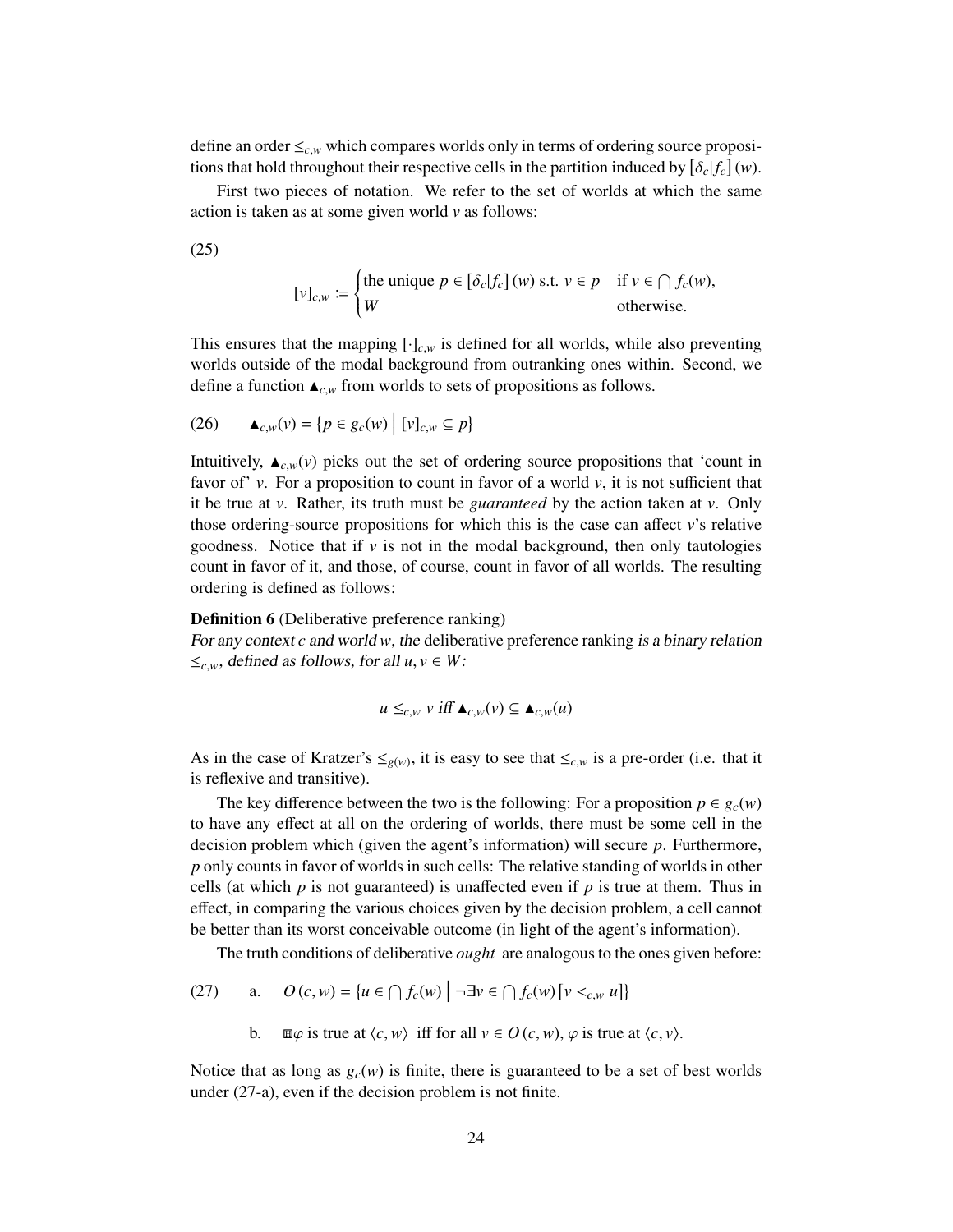define an order $\leq_{c,w}$ which compares worlds only in terms of ordering source propositions that hold throughout their respective cells in the partition induced by $[\delta_c|f_c](w)$.

First two pieces of notation. We refer to the set of worlds at which the same action is taken as at some given world $v$ as follows:

(25)

$$[v]_{c,w} := \begin{cases} \text{the unique } p \in [\delta_c|f_c](w) \text{ s.t. } v \in p & \text{if } v \in \bigcap f_c(w), \\ W & \text{otherwise.} \end{cases}$$

This ensures that the mapping $[\cdot]_{c,w}$ is defined for all worlds, while also preventing worlds outside of the modal background from outranking ones within. Second, we define a function $\blacktriangle_{c,w}$ from worlds to sets of propositions as follows.

(26) $\quad \blacktriangle_{c,w}(v) = \{p \in g_c(w) \mid [v]_{c,w} \subseteq p\}$

Intuitively, $\blacktriangle_{c,w}(v)$ picks out the set of ordering source propositions that 'count in favor of' $v$. For a proposition to count in favor of a world $v$, it is not sufficient that it be true at $v$. Rather, its truth must be *guaranteed* by the action taken at $v$. Only those ordering-source propositions for which this is the case can affect $v$'s relative goodness. Notice that if $v$ is not in the modal background, then only tautologies count in favor of it, and those, of course, count in favor of all worlds. The resulting ordering is defined as follows:

**Definition 6** (Deliberative preference ranking)
*For any context $c$ and world $w$, the* deliberative preference ranking *is a binary relation $\leq_{c,w}$, defined as follows, for all $u, v \in W$:*

$$u \leq_{c,w} v \text{ iff } \blacktriangle_{c,w}(v) \subseteq \blacktriangle_{c,w}(u)$$

As in the case of Kratzer's $\leq_{g(w)}$, it is easy to see that $\leq_{c,w}$ is a pre-order (i.e. that it is reflexive and transitive).

The key difference between the two is the following: For a proposition $p \in g_c(w)$ to have any effect at all on the ordering of worlds, there must be some cell in the decision problem which (given the agent's information) will secure $p$. Furthermore, $p$ only counts in favor of worlds in such cells: The relative standing of worlds in other cells (at which $p$ is not guaranteed) is unaffected even if $p$ is true at them. Thus in effect, in comparing the various choices given by the decision problem, a cell cannot be better than its worst conceivable outcome (in light of the agent's information).

The truth conditions of deliberative *ought* are analogous to the ones given before:

(27) a. $\quad O(c, w) = \{u \in \bigcap f_c(w) \mid \neg\exists v \in \bigcap f_c(w)[v <_{c,w} u]\}$

b. $\quad \boxplus\varphi$ is true at $\langle c, w\rangle$ iff for all $v \in O(c, w)$, $\varphi$ is true at $\langle c, v\rangle$.

Notice that as long as $g_c(w)$ is finite, there is guaranteed to be a set of best worlds under (27-a), even if the decision problem is not finite.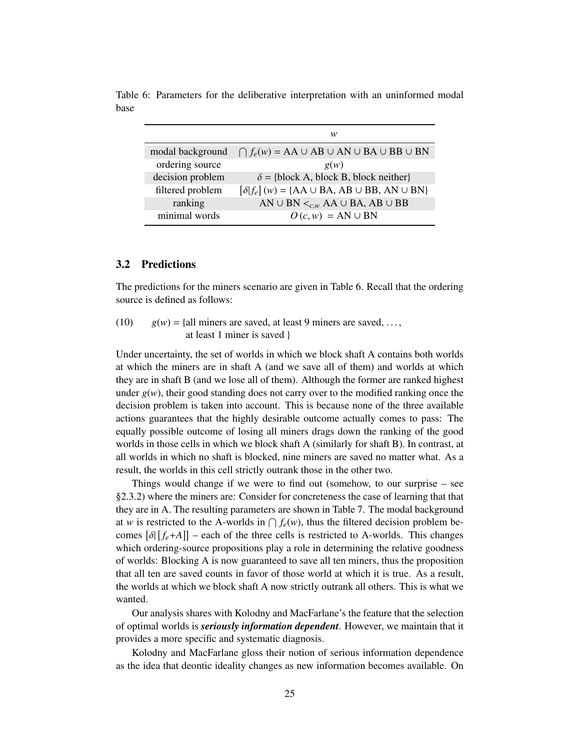Table 6: Parameters for the deliberative interpretation with an uninformed modal base

| | $w$ |
|---|---|
| modal background | $\bigcap f_e(w)$ = AA ∪ AB ∪ AN ∪ BA ∪ BB ∪ BN |
| ordering source | $g(w)$ |
| decision problem | $\delta$ = {block A, block B, block neither} |
| filtered problem | $[\delta \vert f_e]\,(w)$ = {AA ∪ BA, AB ∪ BB, AN ∪ BN} |
| ranking | AN ∪ BN $<_{c,w}$ AA ∪ BA, AB ∪ BB |
| minimal words | $O\,(c,w)$ = AN ∪ BN |

### 3.2 Predictions

The predictions for the miners scenario are given in Table 6. Recall that the ordering source is defined as follows:

(10) $g(w)$ = {all miners are saved, at least 9 miners are saved, . . . , at least 1 miner is saved }

Under uncertainty, the set of worlds in which we block shaft A contains both worlds at which the miners are in shaft A (and we save all of them) and worlds at which they are in shaft B (and we lose all of them). Although the former are ranked highest under $g(w)$, their good standing does not carry over to the modified ranking once the decision problem is taken into account. This is because none of the three available actions guarantees that the highly desirable outcome actually comes to pass: The equally possible outcome of losing all miners drags down the ranking of the good worlds in those cells in which we block shaft A (similarly for shaft B). In contrast, at all worlds in which no shaft is blocked, nine miners are saved no matter what. As a result, the worlds in this cell strictly outrank those in the other two.

Things would change if we were to find out (somehow, to our surprise – see §2.3.2) where the miners are: Consider for concreteness the case of learning that that they are in A. The resulting parameters are shown in Table 7. The modal background at $w$ is restricted to the A-worlds in $\bigcap f_e(w)$, thus the filtered decision problem becomes $[\delta|[f_e{+}A]]$ – each of the three cells is restricted to A-worlds. This changes which ordering-source propositions play a role in determining the relative goodness of worlds: Blocking A is now guaranteed to save all ten miners, thus the proposition that all ten are saved counts in favor of those world at which it is true. As a result, the worlds at which we block shaft A now strictly outrank all others. This is what we wanted.

Our analysis shares with Kolodny and MacFarlane's the feature that the selection of optimal worlds is ***seriously information dependent***. However, we maintain that it provides a more specific and systematic diagnosis.

Kolodny and MacFarlane gloss their notion of serious information dependence as the idea that deontic ideality changes as new information becomes available. On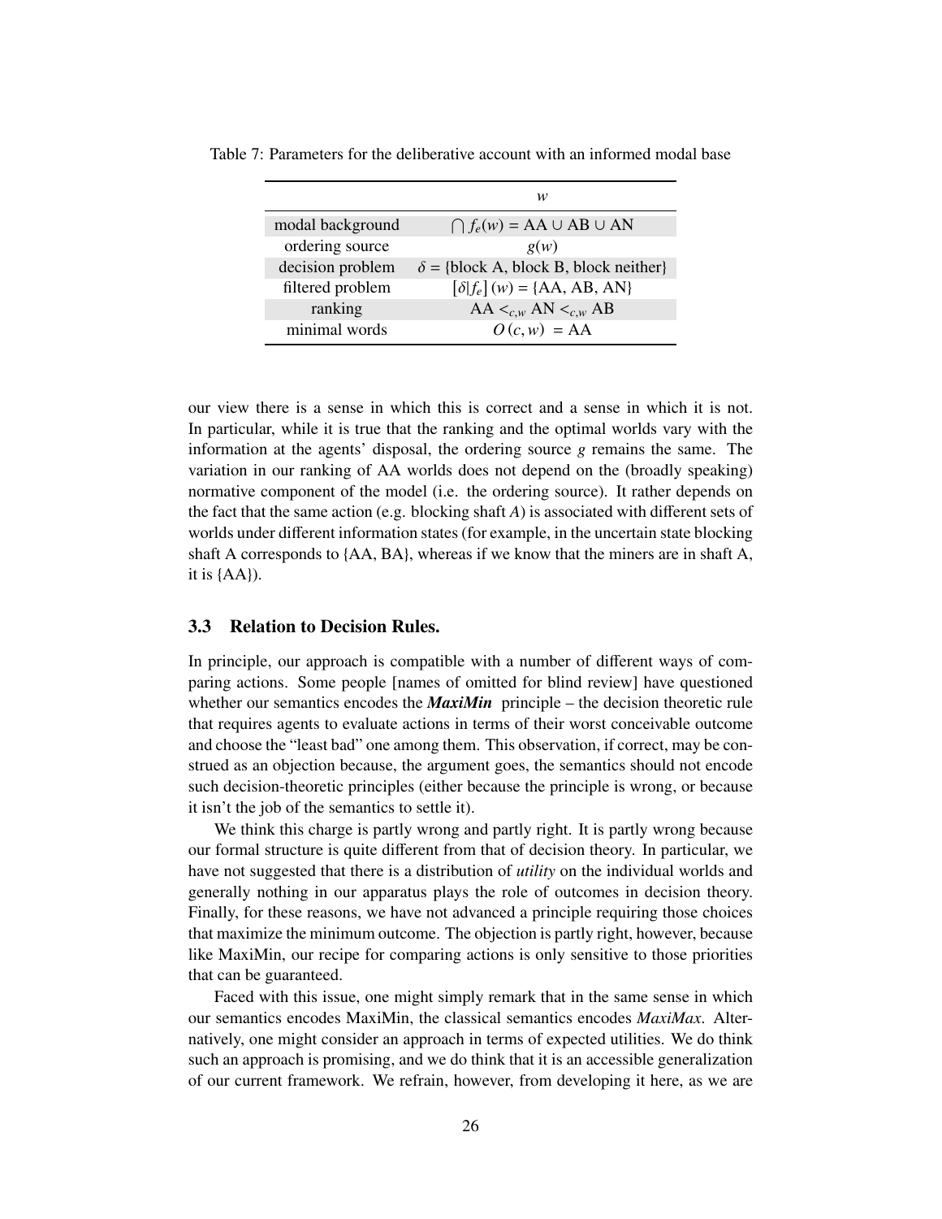Table 7: Parameters for the deliberative account with an informed modal base

| | $w$ |
|---|---|
| modal background | $\bigcap f_e(w) = \text{AA} \cup \text{AB} \cup \text{AN}$ |
| ordering source | $g(w)$ |
| decision problem | $\delta = \{\text{block A, block B, block neither}\}$ |
| filtered problem | $[\delta \| f_e]\,(w) = \{\text{AA, AB, AN}\}$ |
| ranking | $\text{AA} <_{c,w} \text{AN} <_{c,w} \text{AB}$ |
| minimal words | $O\,(c, w) \; = \text{AA}$ |

our view there is a sense in which this is correct and a sense in which it is not. In particular, while it is true that the ranking and the optimal worlds vary with the information at the agents' disposal, the ordering source $g$ remains the same. The variation in our ranking of AA worlds does not depend on the (broadly speaking) normative component of the model (i.e. the ordering source). It rather depends on the fact that the same action (e.g. blocking shaft $A$) is associated with different sets of worlds under different information states (for example, in the uncertain state blocking shaft A corresponds to {AA, BA}, whereas if we know that the miners are in shaft A, it is {AA}).

### 3.3 Relation to Decision Rules.

In principle, our approach is compatible with a number of different ways of comparing actions. Some people [names of omitted for blind review] have questioned whether our semantics encodes the ***MaxiMin*** principle – the decision theoretic rule that requires agents to evaluate actions in terms of their worst conceivable outcome and choose the "least bad" one among them. This observation, if correct, may be construed as an objection because, the argument goes, the semantics should not encode such decision-theoretic principles (either because the principle is wrong, or because it isn't the job of the semantics to settle it).

We think this charge is partly wrong and partly right. It is partly wrong because our formal structure is quite different from that of decision theory. In particular, we have not suggested that there is a distribution of *utility* on the individual worlds and generally nothing in our apparatus plays the role of outcomes in decision theory. Finally, for these reasons, we have not advanced a principle requiring those choices that maximize the minimum outcome. The objection is partly right, however, because like MaxiMin, our recipe for comparing actions is only sensitive to those priorities that can be guaranteed.

Faced with this issue, one might simply remark that in the same sense in which our semantics encodes MaxiMin, the classical semantics encodes *MaxiMax*. Alternatively, one might consider an approach in terms of expected utilities. We do think such an approach is promising, and we do think that it is an accessible generalization of our current framework. We refrain, however, from developing it here, as we are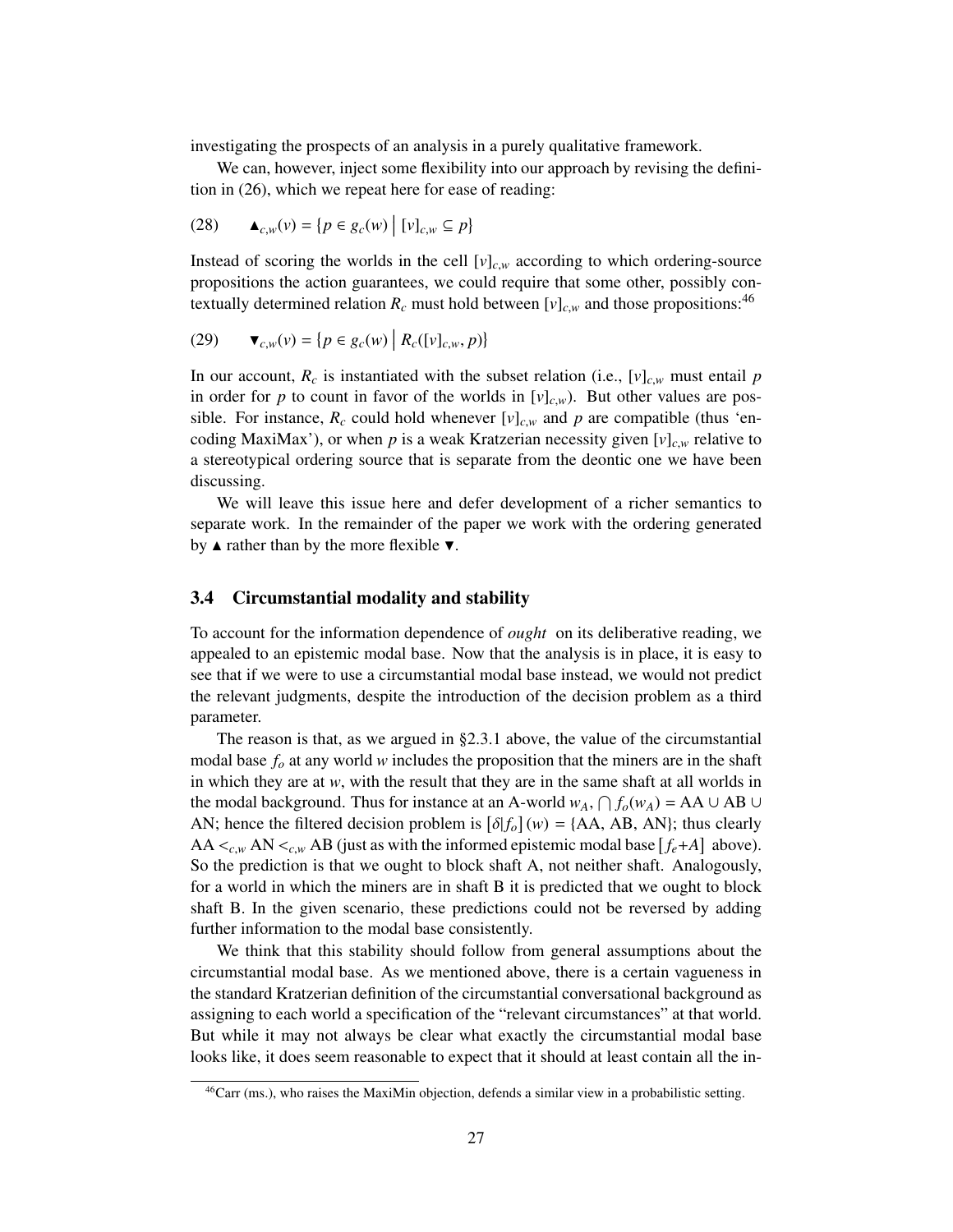investigating the prospects of an analysis in a purely qualitative framework.

We can, however, inject some flexibility into our approach by revising the definition in (26), which we repeat here for ease of reading:

(28) $\quad \blacktriangle_{c,w}(v) = \{p \in g_c(w) \mid [v]_{c,w} \subseteq p\}$

Instead of scoring the worlds in the cell $[v]_{c,w}$ according to which ordering-source propositions the action guarantees, we could require that some other, possibly contextually determined relation $R_c$ must hold between $[v]_{c,w}$ and those propositions:[46]

(29) $\quad \blacktriangledown_{c,w}(v) = \{p \in g_c(w) \mid R_c([v]_{c,w}, p)\}$

In our account, $R_c$ is instantiated with the subset relation (i.e., $[v]_{c,w}$ must entail $p$ in order for $p$ to count in favor of the worlds in $[v]_{c,w}$). But other values are possible. For instance, $R_c$ could hold whenever $[v]_{c,w}$ and $p$ are compatible (thus 'encoding MaxiMax'), or when $p$ is a weak Kratzerian necessity given $[v]_{c,w}$ relative to a stereotypical ordering source that is separate from the deontic one we have been discussing.

We will leave this issue here and defer development of a richer semantics to separate work. In the remainder of the paper we work with the ordering generated by $\blacktriangle$ rather than by the more flexible $\blacktriangledown$.

### 3.4 Circumstantial modality and stability

To account for the information dependence of *ought* on its deliberative reading, we appealed to an epistemic modal base. Now that the analysis is in place, it is easy to see that if we were to use a circumstantial modal base instead, we would not predict the relevant judgments, despite the introduction of the decision problem as a third parameter.

The reason is that, as we argued in §2.3.1 above, the value of the circumstantial modal base $f_o$ at any world $w$ includes the proposition that the miners are in the shaft in which they are at $w$, with the result that they are in the same shaft at all worlds in the modal background. Thus for instance at an A-world $w_A$, $\bigcap f_o(w_A) = \text{AA} \cup \text{AB} \cup \text{AN}$; hence the filtered decision problem is $[\delta|f_o](w) = \{\text{AA}, \text{AB}, \text{AN}\}$; thus clearly $\text{AA} <_{c,w} \text{AN} <_{c,w} \text{AB}$ (just as with the informed epistemic modal base $[f_e{+}A]$ above). So the prediction is that we ought to block shaft A, not neither shaft. Analogously, for a world in which the miners are in shaft B it is predicted that we ought to block shaft B. In the given scenario, these predictions could not be reversed by adding further information to the modal base consistently.

We think that this stability should follow from general assumptions about the circumstantial modal base. As we mentioned above, there is a certain vagueness in the standard Kratzerian definition of the circumstantial conversational background as assigning to each world a specification of the "relevant circumstances" at that world. But while it may not always be clear what exactly the circumstantial modal base looks like, it does seem reasonable to expect that it should at least contain all the in-

---

[46] Carr (ms.), who raises the MaxiMin objection, defends a similar view in a probabilistic setting.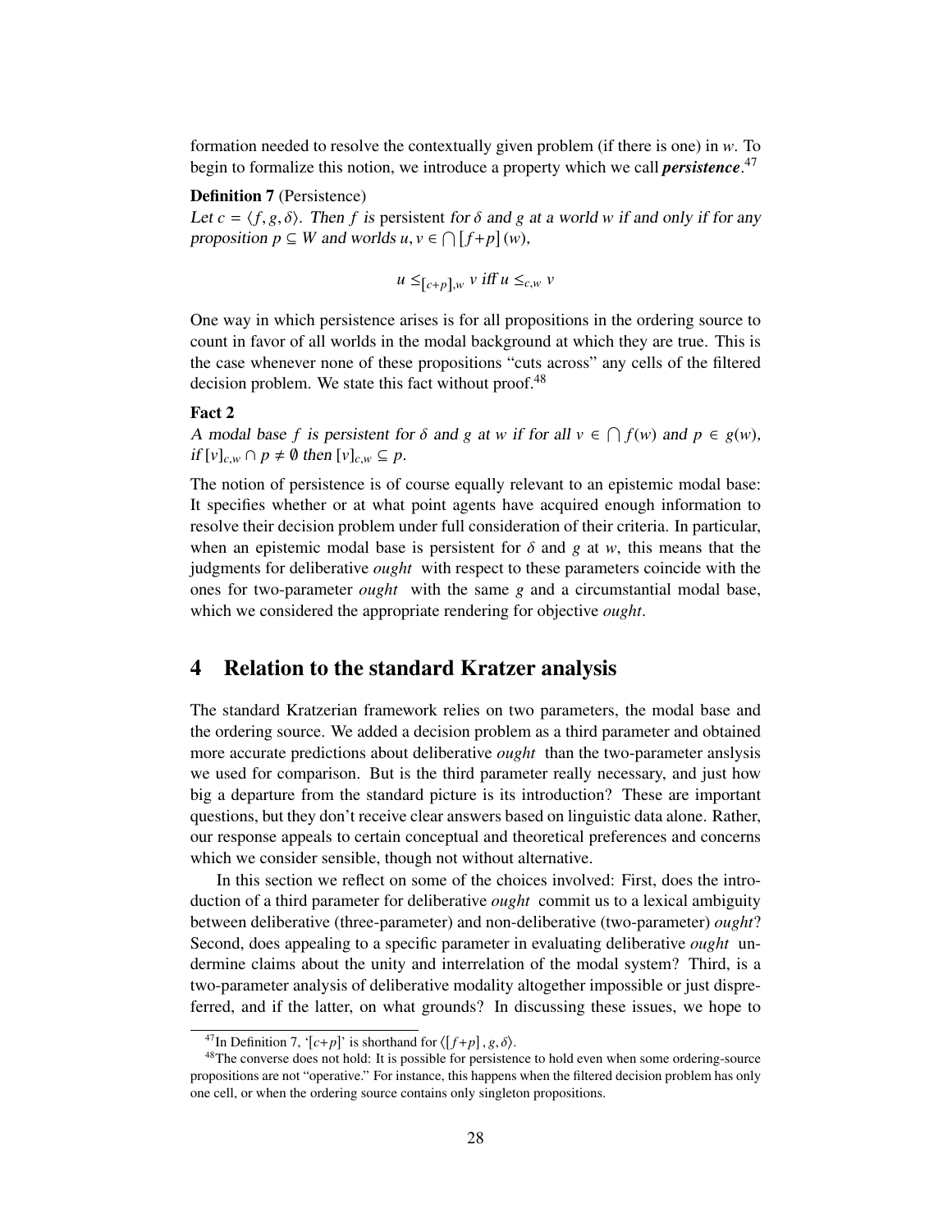formation needed to resolve the contextually given problem (if there is one) in $w$. To begin to formalize this notion, we introduce a property which we call ***persistence***.[47]

**Definition 7** (Persistence)
*Let* $c = \langle f, g, \delta \rangle$*. Then* $f$ *is* persistent *for* $\delta$ *and* $g$ *at a world* $w$ *if and only if for any proposition* $p \subseteq W$ *and worlds* $u, v \in \bigcap [f+p](w)$*,*

$$u \leq_{[c+p],w} v \text{ iff } u \leq_{c,w} v$$

One way in which persistence arises is for all propositions in the ordering source to count in favor of all worlds in the modal background at which they are true. This is the case whenever none of these propositions "cuts across" any cells of the filtered decision problem. We state this fact without proof.[48]

**Fact 2**
*A modal base* $f$ *is persistent for* $\delta$ *and* $g$ *at* $w$ *if for all* $v \in \bigcap f(w)$ *and* $p \in g(w)$*, if* $[v]_{c,w} \cap p \neq \emptyset$ *then* $[v]_{c,w} \subseteq p$*.*

The notion of persistence is of course equally relevant to an epistemic modal base: It specifies whether or at what point agents have acquired enough information to resolve their decision problem under full consideration of their criteria. In particular, when an epistemic modal base is persistent for $\delta$ and $g$ at $w$, this means that the judgments for deliberative *ought* with respect to these parameters coincide with the ones for two-parameter *ought* with the same $g$ and a circumstantial modal base, which we considered the appropriate rendering for objective *ought*.

## 4 Relation to the standard Kratzer analysis

The standard Kratzerian framework relies on two parameters, the modal base and the ordering source. We added a decision problem as a third parameter and obtained more accurate predictions about deliberative *ought* than the two-parameter anslysis we used for comparison. But is the third parameter really necessary, and just how big a departure from the standard picture is its introduction? These are important questions, but they don't receive clear answers based on linguistic data alone. Rather, our response appeals to certain conceptual and theoretical preferences and concerns which we consider sensible, though not without alternative.

In this section we reflect on some of the choices involved: First, does the introduction of a third parameter for deliberative *ought* commit us to a lexical ambiguity between deliberative (three-parameter) and non-deliberative (two-parameter) *ought*? Second, does appealing to a specific parameter in evaluating deliberative *ought* undermine claims about the unity and interrelation of the modal system? Third, is a two-parameter analysis of deliberative modality altogether impossible or just dispreferred, and if the latter, on what grounds? In discussing these issues, we hope to

[47] In Definition 7, '$[c+p]$' is shorthand for $\langle [f+p], g, \delta \rangle$.

[48] The converse does not hold: It is possible for persistence to hold even when some ordering-source propositions are not "operative." For instance, this happens when the filtered decision problem has only one cell, or when the ordering source contains only singleton propositions.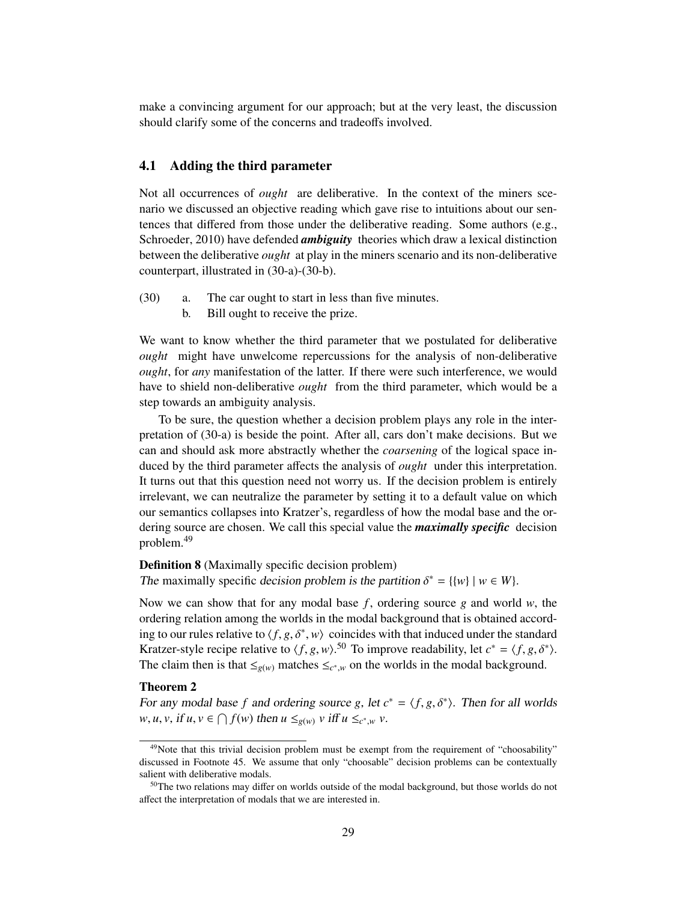make a convincing argument for our approach; but at the very least, the discussion should clarify some of the concerns and tradeoffs involved.

### 4.1 Adding the third parameter

Not all occurrences of *ought* are deliberative. In the context of the miners scenario we discussed an objective reading which gave rise to intuitions about our sentences that differed from those under the deliberative reading. Some authors (e.g., Schroeder, 2010) have defended ***ambiguity*** theories which draw a lexical distinction between the deliberative *ought* at play in the miners scenario and its non-deliberative counterpart, illustrated in (30-a)-(30-b).

(30) a. The car ought to start in less than five minutes.
  b. Bill ought to receive the prize.

We want to know whether the third parameter that we postulated for deliberative *ought* might have unwelcome repercussions for the analysis of non-deliberative *ought*, for *any* manifestation of the latter. If there were such interference, we would have to shield non-deliberative *ought* from the third parameter, which would be a step towards an ambiguity analysis.

To be sure, the question whether a decision problem plays any role in the interpretation of (30-a) is beside the point. After all, cars don't make decisions. But we can and should ask more abstractly whether the *coarsening* of the logical space induced by the third parameter affects the analysis of *ought* under this interpretation. It turns out that this question need not worry us. If the decision problem is entirely irrelevant, we can neutralize the parameter by setting it to a default value on which our semantics collapses into Kratzer's, regardless of how the modal base and the ordering source are chosen. We call this special value the ***maximally specific*** decision problem.[49]

**Definition 8** (Maximally specific decision problem)
*The* maximally specific *decision problem is the partition* $\delta^* = \{\{w\} \mid w \in W\}$.

Now we can show that for any modal base $f$, ordering source $g$ and world $w$, the ordering relation among the worlds in the modal background that is obtained according to our rules relative to $\langle f, g, \delta^*, w\rangle$ coincides with that induced under the standard Kratzer-style recipe relative to $\langle f, g, w\rangle$.[50] To improve readability, let $c^* = \langle f, g, \delta^*\rangle$. The claim then is that $\leq_{g(w)}$ matches $\leq_{c^*,w}$ on the worlds in the modal background.

**Theorem 2**
*For any modal base $f$ and ordering source $g$, let $c^* = \langle f, g, \delta^*\rangle$. Then for all worlds $w, u, v$, if $u, v \in \bigcap f(w)$ then $u \leq_{g(w)} v$ iff $u \leq_{c^*,w} v$.*

---

[49] Note that this trivial decision problem must be exempt from the requirement of "choosability" discussed in Footnote 45. We assume that only "choosable" decision problems can be contextually salient with deliberative modals.

[50] The two relations may differ on worlds outside of the modal background, but those worlds do not affect the interpretation of modals that we are interested in.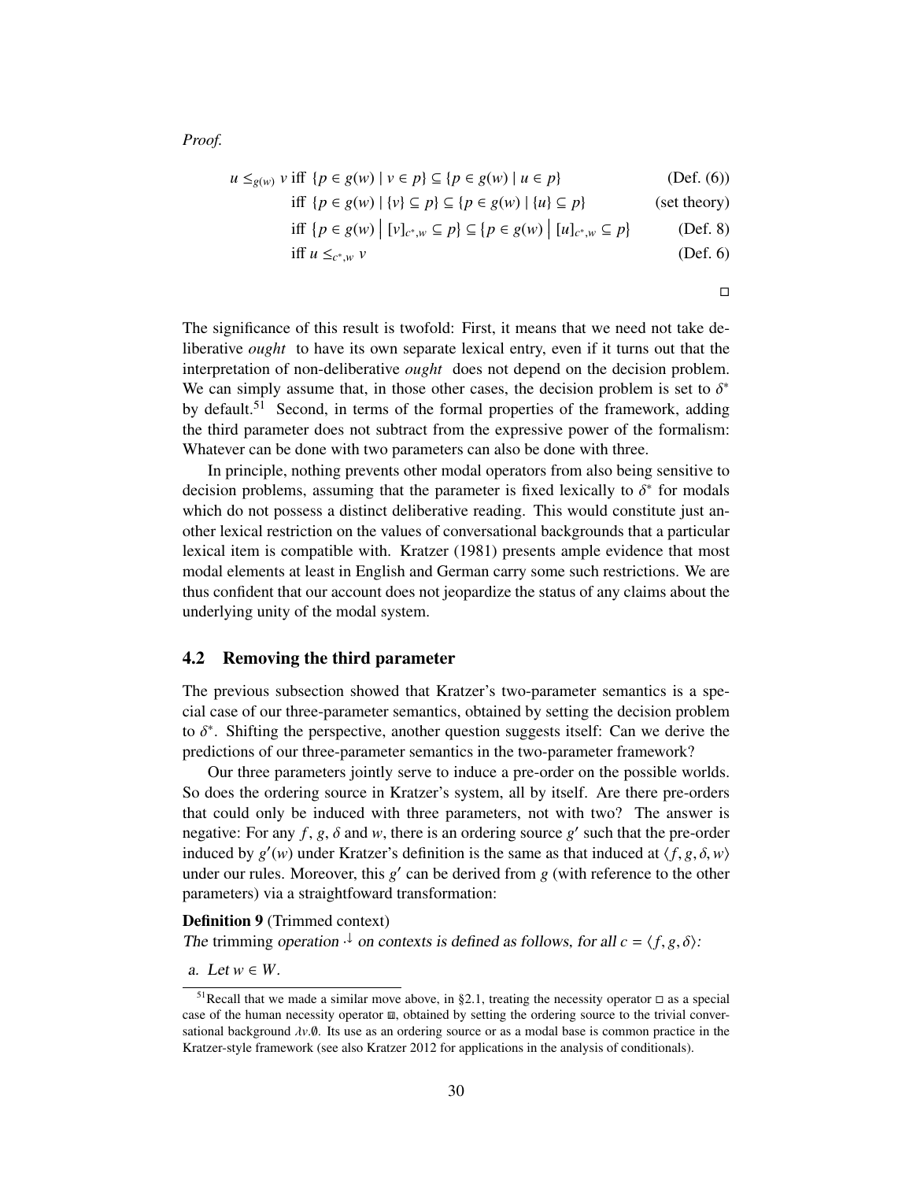*Proof.*

$$
\begin{aligned}
u \leq_{g(w)} v \text{ iff } & \{p \in g(w) \mid v \in p\} \subseteq \{p \in g(w) \mid u \in p\} && \text{(Def. (6))} \\
\text{iff } & \{p \in g(w) \mid \{v\} \subseteq p\} \subseteq \{p \in g(w) \mid \{u\} \subseteq p\} && \text{(set theory)} \\
\text{iff } & \{p \in g(w) \bigm| [v]_{c^*,w} \subseteq p\} \subseteq \{p \in g(w) \bigm| [u]_{c^*,w} \subseteq p\} && \text{(Def. 8)} \\
\text{iff } & u \leq_{c^*,w} v && \text{(Def. 6)}
\end{aligned}
$$

□

The significance of this result is twofold: First, it means that we need not take deliberative *ought* to have its own separate lexical entry, even if it turns out that the interpretation of non-deliberative *ought* does not depend on the decision problem. We can simply assume that, in those other cases, the decision problem is set to $\delta^*$ by default.[51] Second, in terms of the formal properties of the framework, adding the third parameter does not subtract from the expressive power of the formalism: Whatever can be done with two parameters can also be done with three.

In principle, nothing prevents other modal operators from also being sensitive to decision problems, assuming that the parameter is fixed lexically to $\delta^*$ for modals which do not possess a distinct deliberative reading. This would constitute just another lexical restriction on the values of conversational backgrounds that a particular lexical item is compatible with. Kratzer (1981) presents ample evidence that most modal elements at least in English and German carry some such restrictions. We are thus confident that our account does not jeopardize the status of any claims about the underlying unity of the modal system.

## 4.2 Removing the third parameter

The previous subsection showed that Kratzer's two-parameter semantics is a special case of our three-parameter semantics, obtained by setting the decision problem to $\delta^*$. Shifting the perspective, another question suggests itself: Can we derive the predictions of our three-parameter semantics in the two-parameter framework?

Our three parameters jointly serve to induce a pre-order on the possible worlds. So does the ordering source in Kratzer's system, all by itself. Are there pre-orders that could only be induced with three parameters, not with two? The answer is negative: For any $f$, $g$, $\delta$ and $w$, there is an ordering source $g'$ such that the pre-order induced by $g'(w)$ under Kratzer's definition is the same as that induced at $\langle f, g, \delta, w\rangle$ under our rules. Moreover, this $g'$ can be derived from $g$ (with reference to the other parameters) via a straightfoward transformation:

**Definition 9** (Trimmed context)
*The* trimming *operation* $\cdot^{\downarrow}$ *on contexts is defined as follows, for all* $c = \langle f, g, \delta\rangle$*:*

a. *Let* $w \in W$.

[51] Recall that we made a similar move above, in §2.1, treating the necessity operator $\Box$ as a special case of the human necessity operator $⊞$, obtained by setting the ordering source to the trivial conversational background $\lambda v.\emptyset$. Its use as an ordering source or as a modal base is common practice in the Kratzer-style framework (see also Kratzer 2012 for applications in the analysis of conditionals).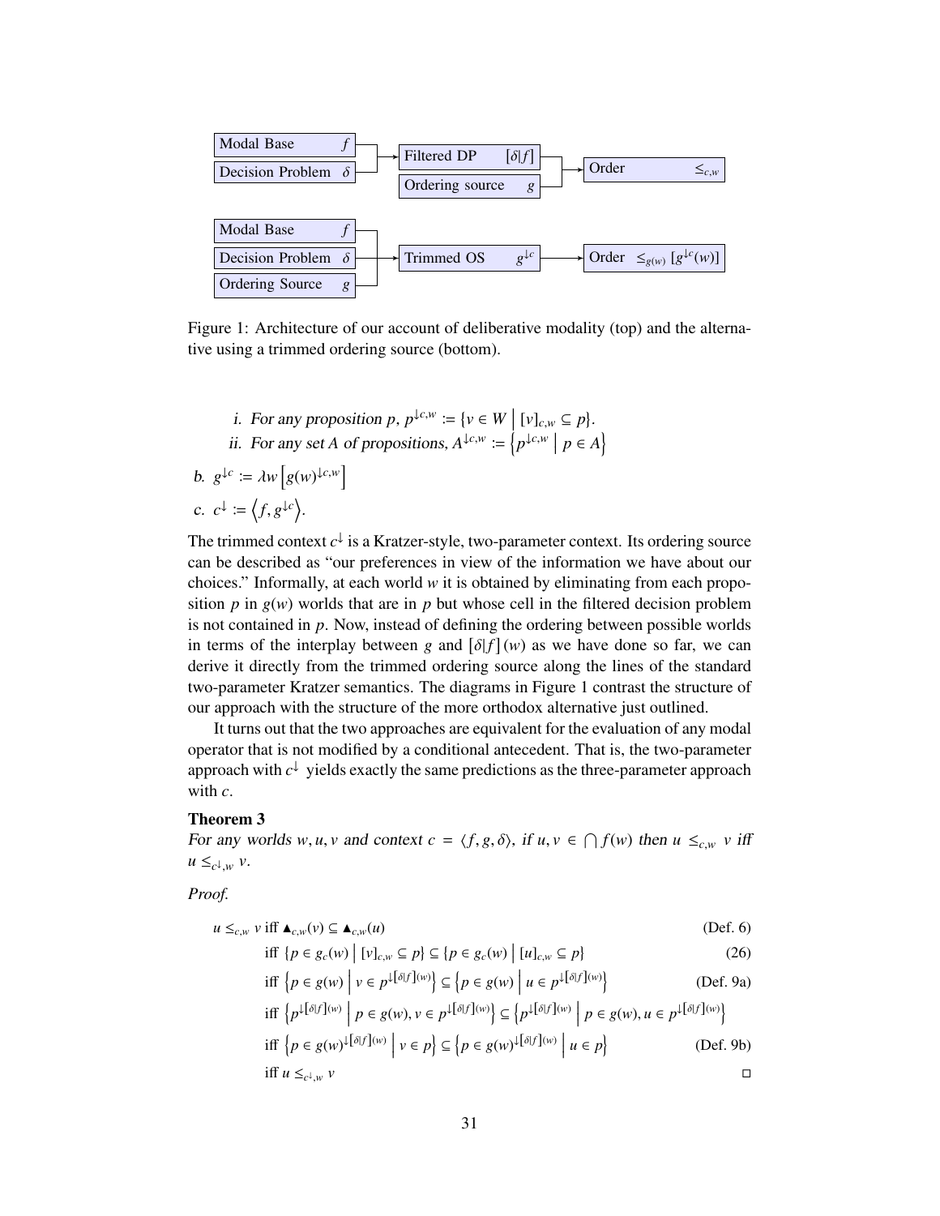Modal Base $f$ ; Decision Problem $\delta$ → Filtered DP $[\delta|f]$ ; Ordering source $g$ → Order $\leq_{c,w}$

Modal Base $f$ ; Decision Problem $\delta$ ; Ordering Source $g$ → Trimmed OS $g^{\downarrow c}$ → Order $\leq_{g(w)} [g^{\downarrow c}(w)]$

Figure 1: Architecture of our account of deliberative modality (top) and the alternative using a trimmed ordering source (bottom).

i. *For any proposition* $p$, $p^{\downarrow c,w} := \{v \in W \mid [v]_{c,w} \subseteq p\}$.

ii. *For any set* $A$ *of propositions,* $A^{\downarrow c,w} := \left\{p^{\downarrow c,w} \mid p \in A\right\}$

b. $g^{\downarrow c} := \lambda w \left[g(w)^{\downarrow c,w}\right]$

c. $c^{\downarrow} := \left\langle f, g^{\downarrow c}\right\rangle$.

The trimmed context $c^{\downarrow}$ is a Kratzer-style, two-parameter context. Its ordering source can be described as "our preferences in view of the information we have about our choices." Informally, at each world $w$ it is obtained by eliminating from each proposition $p$ in $g(w)$ worlds that are in $p$ but whose cell in the filtered decision problem is not contained in $p$. Now, instead of defining the ordering between possible worlds in terms of the interplay between $g$ and $[\delta|f](w)$ as we have done so far, we can derive it directly from the trimmed ordering source along the lines of the standard two-parameter Kratzer semantics. The diagrams in Figure 1 contrast the structure of our approach with the structure of the more orthodox alternative just outlined.

It turns out that the two approaches are equivalent for the evaluation of any modal operator that is not modified by a conditional antecedent. That is, the two-parameter approach with $c^{\downarrow}$ yields exactly the same predictions as the three-parameter approach with $c$.

**Theorem 3**
*For any worlds* $w, u, v$ *and context* $c = \langle f, g, \delta\rangle$, *if* $u, v \in \bigcap f(w)$ *then* $u \leq_{c,w} v$ *iff* $u \leq_{c^{\downarrow},w} v$.

*Proof.*

$$
\begin{aligned}
u \leq_{c,w} v &\text{ iff } \blacktriangle_{c,w}(v) \subseteq \blacktriangle_{c,w}(u) && \text{(Def. 6)}\\
&\text{iff } \{p \in g_c(w) \mid [v]_{c,w} \subseteq p\} \subseteq \{p \in g_c(w) \mid [u]_{c,w} \subseteq p\} && (26)\\
&\text{iff } \left\{p \in g(w) \mid v \in p^{\downarrow[\delta|f](w)}\right\} \subseteq \left\{p \in g(w) \mid u \in p^{\downarrow[\delta|f](w)}\right\} && \text{(Def. 9a)}\\
&\text{iff } \left\{p^{\downarrow[\delta|f](w)} \mid p \in g(w), v \in p^{\downarrow[\delta|f](w)}\right\} \subseteq \left\{p^{\downarrow[\delta|f](w)} \mid p \in g(w), u \in p^{\downarrow[\delta|f](w)}\right\} &&\\
&\text{iff } \left\{p \in g(w)^{\downarrow[\delta|f](w)} \mid v \in p\right\} \subseteq \left\{p \in g(w)^{\downarrow[\delta|f](w)} \mid u \in p\right\} && \text{(Def. 9b)}\\
&\text{iff } u \leq_{c^{\downarrow},w} v && \square
\end{aligned}
$$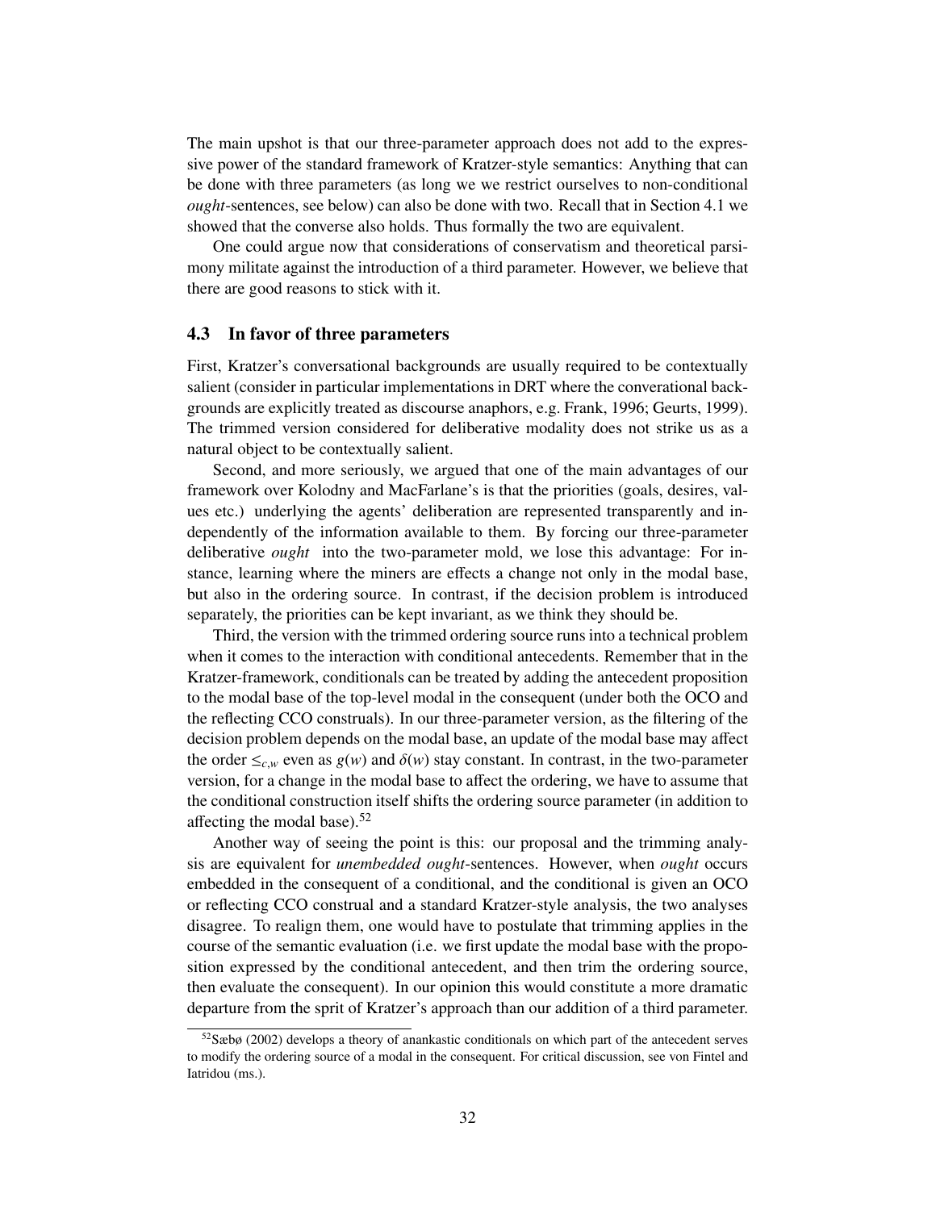The main upshot is that our three-parameter approach does not add to the expressive power of the standard framework of Kratzer-style semantics: Anything that can be done with three parameters (as long we we restrict ourselves to non-conditional *ought*-sentences, see below) can also be done with two. Recall that in Section 4.1 we showed that the converse also holds. Thus formally the two are equivalent.

One could argue now that considerations of conservatism and theoretical parsimony militate against the introduction of a third parameter. However, we believe that there are good reasons to stick with it.

### 4.3 In favor of three parameters

First, Kratzer's conversational backgrounds are usually required to be contextually salient (consider in particular implementations in DRT where the converational backgrounds are explicitly treated as discourse anaphors, e.g. Frank, 1996; Geurts, 1999). The trimmed version considered for deliberative modality does not strike us as a natural object to be contextually salient.

Second, and more seriously, we argued that one of the main advantages of our framework over Kolodny and MacFarlane's is that the priorities (goals, desires, values etc.) underlying the agents' deliberation are represented transparently and independently of the information available to them. By forcing our three-parameter deliberative *ought* into the two-parameter mold, we lose this advantage: For instance, learning where the miners are effects a change not only in the modal base, but also in the ordering source. In contrast, if the decision problem is introduced separately, the priorities can be kept invariant, as we think they should be.

Third, the version with the trimmed ordering source runs into a technical problem when it comes to the interaction with conditional antecedents. Remember that in the Kratzer-framework, conditionals can be treated by adding the antecedent proposition to the modal base of the top-level modal in the consequent (under both the OCO and the reflecting CCO construals). In our three-parameter version, as the filtering of the decision problem depends on the modal base, an update of the modal base may affect the order $\leq_{c,w}$ even as $g(w)$ and $\delta(w)$ stay constant. In contrast, in the two-parameter version, for a change in the modal base to affect the ordering, we have to assume that the conditional construction itself shifts the ordering source parameter (in addition to affecting the modal base).[52]

Another way of seeing the point is this: our proposal and the trimming analysis are equivalent for *unembedded ought*-sentences. However, when *ought* occurs embedded in the consequent of a conditional, and the conditional is given an OCO or reflecting CCO construal and a standard Kratzer-style analysis, the two analyses disagree. To realign them, one would have to postulate that trimming applies in the course of the semantic evaluation (i.e. we first update the modal base with the proposition expressed by the conditional antecedent, and then trim the ordering source, then evaluate the consequent). In our opinion this would constitute a more dramatic departure from the sprit of Kratzer's approach than our addition of a third parameter.

[52] Sæbø (2002) develops a theory of anankastic conditionals on which part of the antecedent serves to modify the ordering source of a modal in the consequent. For critical discussion, see von Fintel and Iatridou (ms.).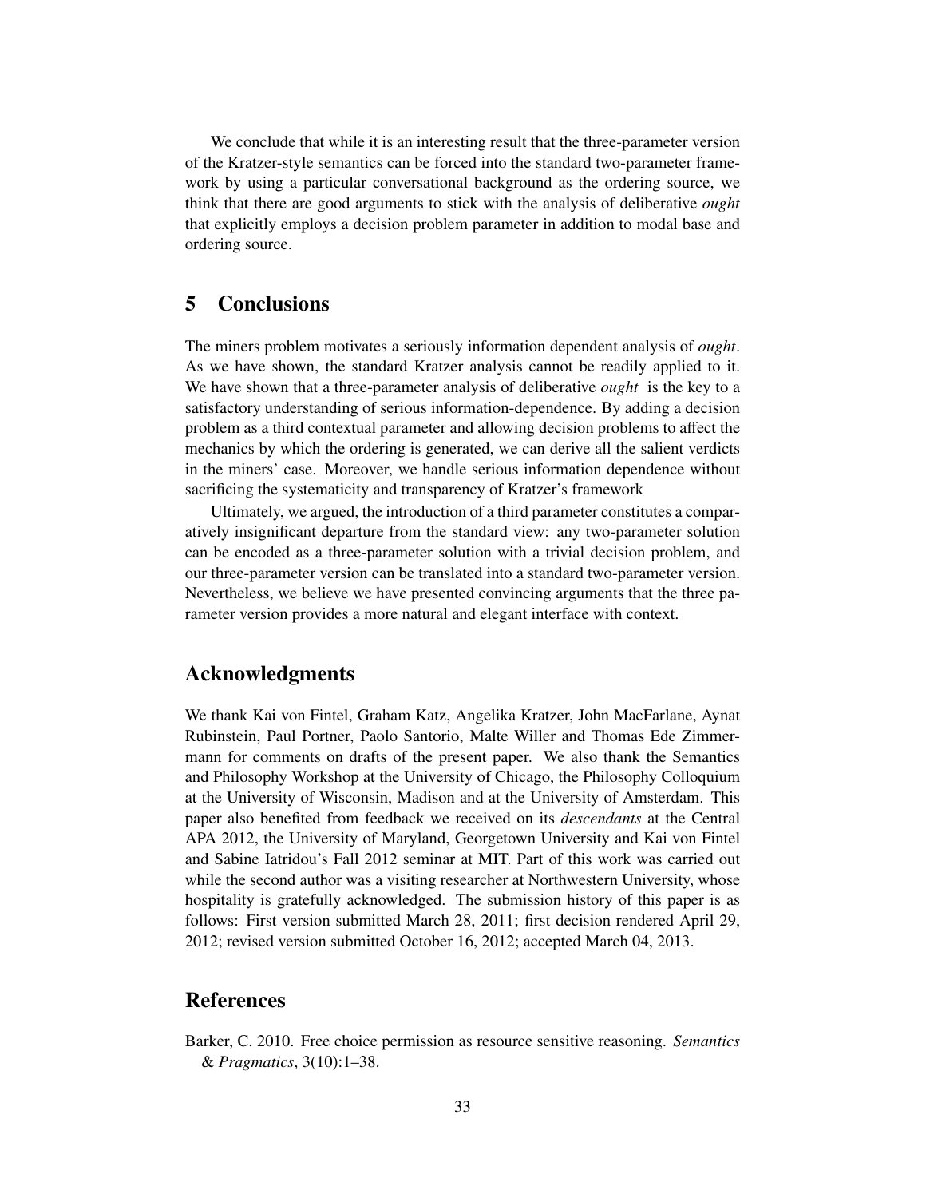We conclude that while it is an interesting result that the three-parameter version of the Kratzer-style semantics can be forced into the standard two-parameter framework by using a particular conversational background as the ordering source, we think that there are good arguments to stick with the analysis of deliberative *ought* that explicitly employs a decision problem parameter in addition to modal base and ordering source.

## 5 Conclusions

The miners problem motivates a seriously information dependent analysis of *ought*. As we have shown, the standard Kratzer analysis cannot be readily applied to it. We have shown that a three-parameter analysis of deliberative *ought* is the key to a satisfactory understanding of serious information-dependence. By adding a decision problem as a third contextual parameter and allowing decision problems to affect the mechanics by which the ordering is generated, we can derive all the salient verdicts in the miners' case. Moreover, we handle serious information dependence without sacrificing the systematicity and transparency of Kratzer's framework

Ultimately, we argued, the introduction of a third parameter constitutes a comparatively insignificant departure from the standard view: any two-parameter solution can be encoded as a three-parameter solution with a trivial decision problem, and our three-parameter version can be translated into a standard two-parameter version. Nevertheless, we believe we have presented convincing arguments that the three parameter version provides a more natural and elegant interface with context.

## Acknowledgments

We thank Kai von Fintel, Graham Katz, Angelika Kratzer, John MacFarlane, Aynat Rubinstein, Paul Portner, Paolo Santorio, Malte Willer and Thomas Ede Zimmermann for comments on drafts of the present paper. We also thank the Semantics and Philosophy Workshop at the University of Chicago, the Philosophy Colloquium at the University of Wisconsin, Madison and at the University of Amsterdam. This paper also benefited from feedback we received on its *descendants* at the Central APA 2012, the University of Maryland, Georgetown University and Kai von Fintel and Sabine Iatridou's Fall 2012 seminar at MIT. Part of this work was carried out while the second author was a visiting researcher at Northwestern University, whose hospitality is gratefully acknowledged. The submission history of this paper is as follows: First version submitted March 28, 2011; first decision rendered April 29, 2012; revised version submitted October 16, 2012; accepted March 04, 2013.

## References

Barker, C. 2010. Free choice permission as resource sensitive reasoning. *Semantics & Pragmatics*, 3(10):1–38.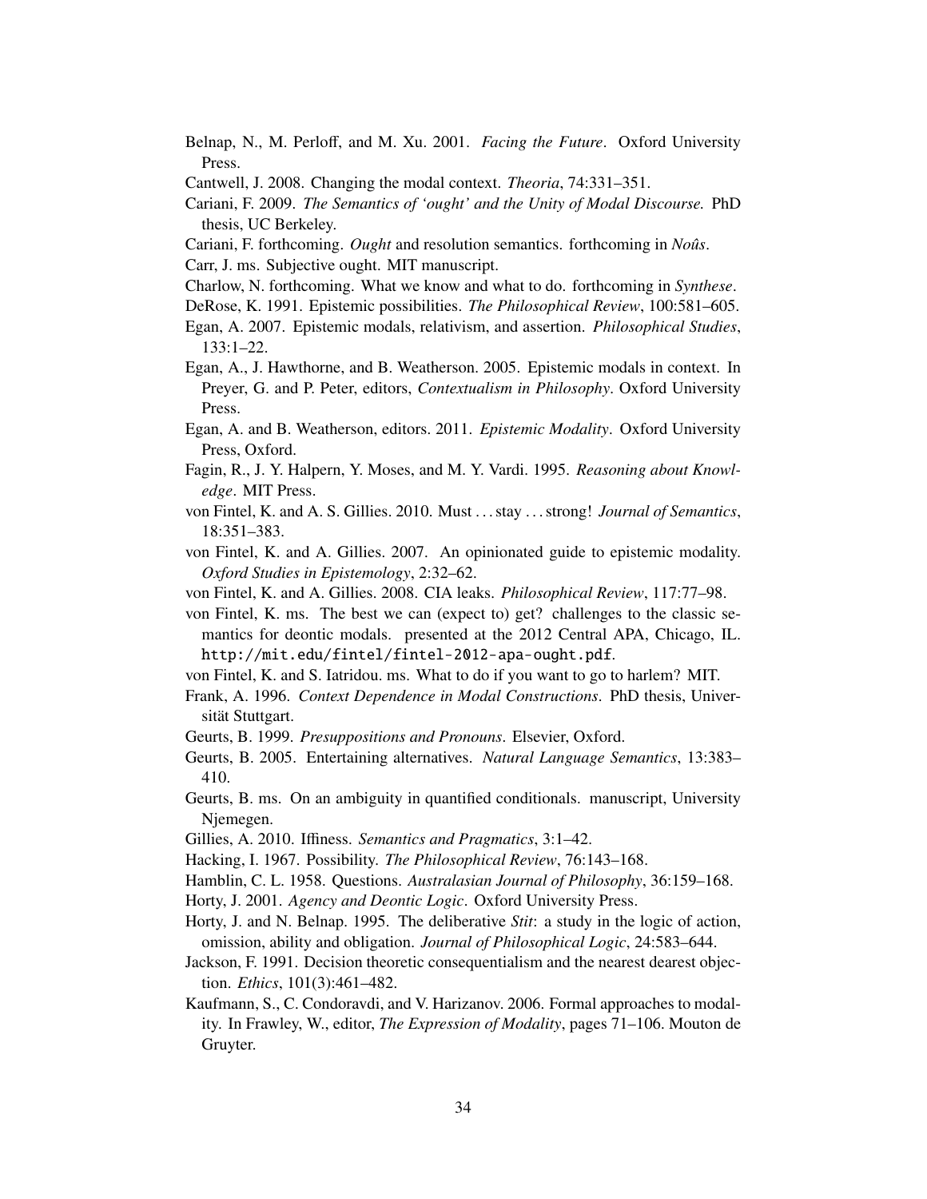Belnap, N., M. Perloff, and M. Xu. 2001. *Facing the Future*. Oxford University Press.

Cantwell, J. 2008. Changing the modal context. *Theoria*, 74:331–351.

Cariani, F. 2009. *The Semantics of 'ought' and the Unity of Modal Discourse.* PhD thesis, UC Berkeley.

Cariani, F. forthcoming. *Ought* and resolution semantics. forthcoming in *Noûs*.

Carr, J. ms. Subjective ought. MIT manuscript.

Charlow, N. forthcoming. What we know and what to do. forthcoming in *Synthese*.

DeRose, K. 1991. Epistemic possibilities. *The Philosophical Review*, 100:581–605.

Egan, A. 2007. Epistemic modals, relativism, and assertion. *Philosophical Studies*, 133:1–22.

Egan, A., J. Hawthorne, and B. Weatherson. 2005. Epistemic modals in context. In Preyer, G. and P. Peter, editors, *Contextualism in Philosophy*. Oxford University Press.

Egan, A. and B. Weatherson, editors. 2011. *Epistemic Modality*. Oxford University Press, Oxford.

Fagin, R., J. Y. Halpern, Y. Moses, and M. Y. Vardi. 1995. *Reasoning about Knowledge*. MIT Press.

von Fintel, K. and A. S. Gillies. 2010. Must . . . stay . . . strong! *Journal of Semantics*, 18:351–383.

von Fintel, K. and A. Gillies. 2007. An opinionated guide to epistemic modality. *Oxford Studies in Epistemology*, 2:32–62.

von Fintel, K. and A. Gillies. 2008. CIA leaks. *Philosophical Review*, 117:77–98.

von Fintel, K. ms. The best we can (expect to) get? challenges to the classic semantics for deontic modals. presented at the 2012 Central APA, Chicago, IL. http://mit.edu/fintel/fintel-2012-apa-ought.pdf.

von Fintel, K. and S. Iatridou. ms. What to do if you want to go to harlem? MIT.

Frank, A. 1996. *Context Dependence in Modal Constructions*. PhD thesis, Universität Stuttgart.

Geurts, B. 1999. *Presuppositions and Pronouns*. Elsevier, Oxford.

Geurts, B. 2005. Entertaining alternatives. *Natural Language Semantics*, 13:383–410.

Geurts, B. ms. On an ambiguity in quantified conditionals. manuscript, University Njemegen.

Gillies, A. 2010. Iffiness. *Semantics and Pragmatics*, 3:1–42.

Hacking, I. 1967. Possibility. *The Philosophical Review*, 76:143–168.

Hamblin, C. L. 1958. Questions. *Australasian Journal of Philosophy*, 36:159–168.

Horty, J. 2001. *Agency and Deontic Logic*. Oxford University Press.

Horty, J. and N. Belnap. 1995. The deliberative *Stit*: a study in the logic of action, omission, ability and obligation. *Journal of Philosophical Logic*, 24:583–644.

Jackson, F. 1991. Decision theoretic consequentialism and the nearest dearest objection. *Ethics*, 101(3):461–482.

Kaufmann, S., C. Condoravdi, and V. Harizanov. 2006. Formal approaches to modality. In Frawley, W., editor, *The Expression of Modality*, pages 71–106. Mouton de Gruyter.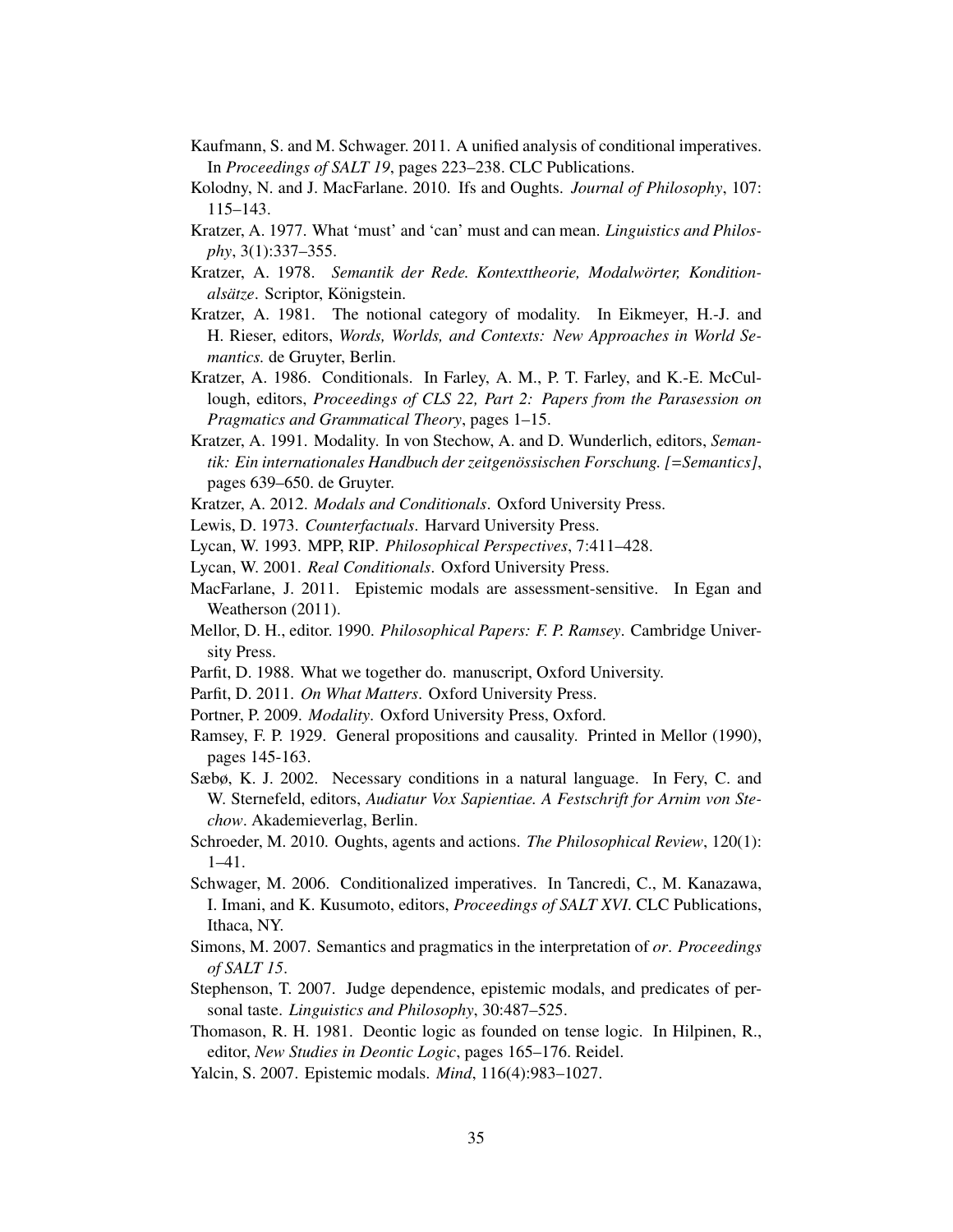Kaufmann, S. and M. Schwager. 2011. A unified analysis of conditional imperatives. In *Proceedings of SALT 19*, pages 223–238. CLC Publications.

Kolodny, N. and J. MacFarlane. 2010. Ifs and Oughts. *Journal of Philosophy*, 107: 115–143.

Kratzer, A. 1977. What 'must' and 'can' must and can mean. *Linguistics and Philosophy*, 3(1):337–355.

Kratzer, A. 1978. *Semantik der Rede. Kontexttheorie, Modalwörter, Konditionalsätze*. Scriptor, Königstein.

Kratzer, A. 1981. The notional category of modality. In Eikmeyer, H.-J. and H. Rieser, editors, *Words, Worlds, and Contexts: New Approaches in World Semantics*. de Gruyter, Berlin.

Kratzer, A. 1986. Conditionals. In Farley, A. M., P. T. Farley, and K.-E. McCullough, editors, *Proceedings of CLS 22, Part 2: Papers from the Parasession on Pragmatics and Grammatical Theory*, pages 1–15.

Kratzer, A. 1991. Modality. In von Stechow, A. and D. Wunderlich, editors, *Semantik: Ein internationales Handbuch der zeitgenössischen Forschung. [=Semantics]*, pages 639–650. de Gruyter.

Kratzer, A. 2012. *Modals and Conditionals*. Oxford University Press.

Lewis, D. 1973. *Counterfactuals*. Harvard University Press.

Lycan, W. 1993. MPP, RIP. *Philosophical Perspectives*, 7:411–428.

Lycan, W. 2001. *Real Conditionals*. Oxford University Press.

MacFarlane, J. 2011. Epistemic modals are assessment-sensitive. In Egan and Weatherson (2011).

Mellor, D. H., editor. 1990. *Philosophical Papers: F. P. Ramsey*. Cambridge University Press.

Parfit, D. 1988. What we together do. manuscript, Oxford University.

Parfit, D. 2011. *On What Matters*. Oxford University Press.

Portner, P. 2009. *Modality*. Oxford University Press, Oxford.

Ramsey, F. P. 1929. General propositions and causality. Printed in Mellor (1990), pages 145-163.

Sæbø, K. J. 2002. Necessary conditions in a natural language. In Fery, C. and W. Sternefeld, editors, *Audiatur Vox Sapientiae. A Festschrift for Arnim von Stechow*. Akademieverlag, Berlin.

Schroeder, M. 2010. Oughts, agents and actions. *The Philosophical Review*, 120(1): 1–41.

Schwager, M. 2006. Conditionalized imperatives. In Tancredi, C., M. Kanazawa, I. Imani, and K. Kusumoto, editors, *Proceedings of SALT XVI*. CLC Publications, Ithaca, NY.

Simons, M. 2007. Semantics and pragmatics in the interpretation of *or*. *Proceedings of SALT 15*.

Stephenson, T. 2007. Judge dependence, epistemic modals, and predicates of personal taste. *Linguistics and Philosophy*, 30:487–525.

Thomason, R. H. 1981. Deontic logic as founded on tense logic. In Hilpinen, R., editor, *New Studies in Deontic Logic*, pages 165–176. Reidel.

Yalcin, S. 2007. Epistemic modals. *Mind*, 116(4):983–1027.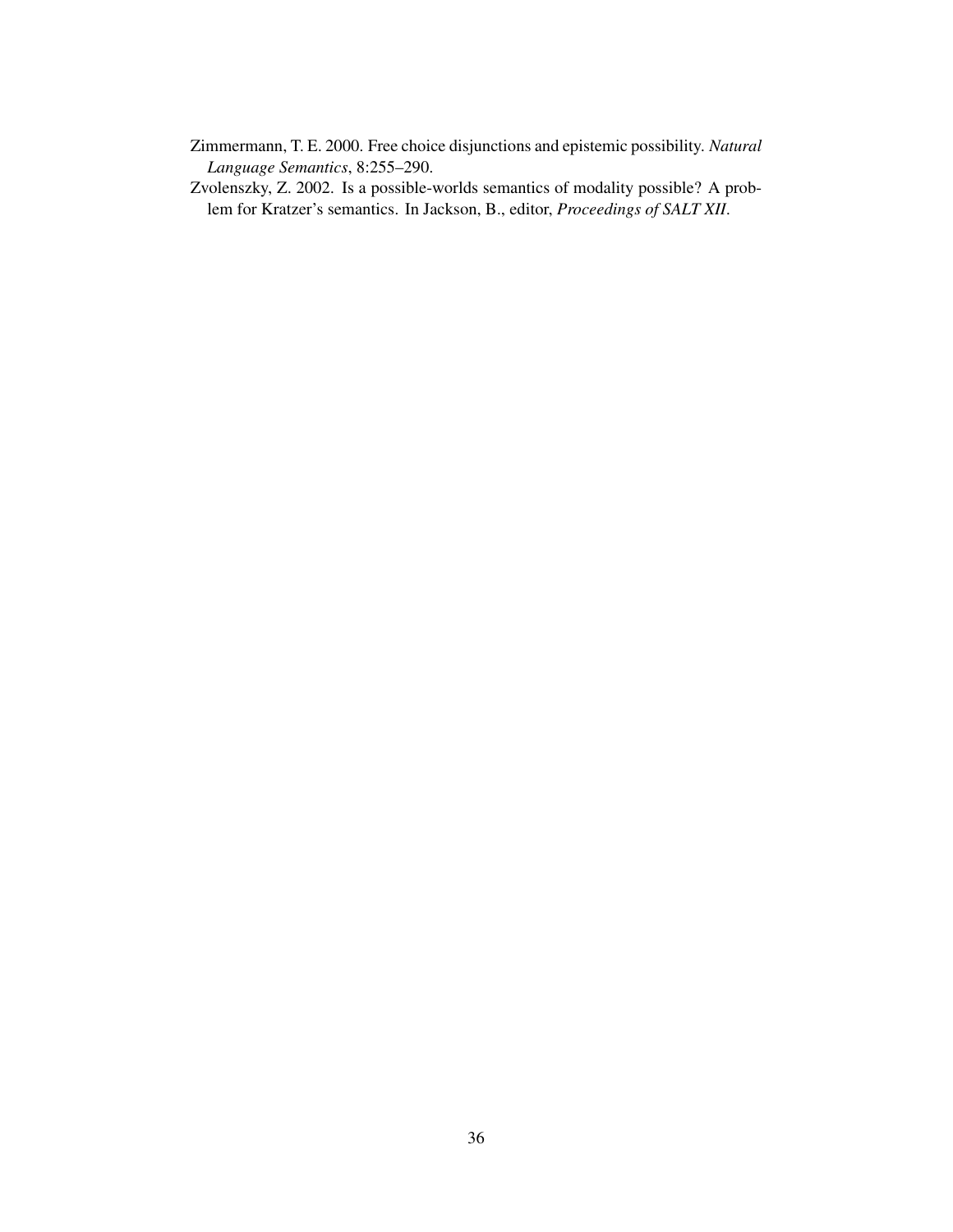Zimmermann, T. E. 2000. Free choice disjunctions and epistemic possibility. *Natural Language Semantics*, 8:255–290.

Zvolenszky, Z. 2002. Is a possible-worlds semantics of modality possible? A problem for Kratzer's semantics. In Jackson, B., editor, *Proceedings of SALT XII*.